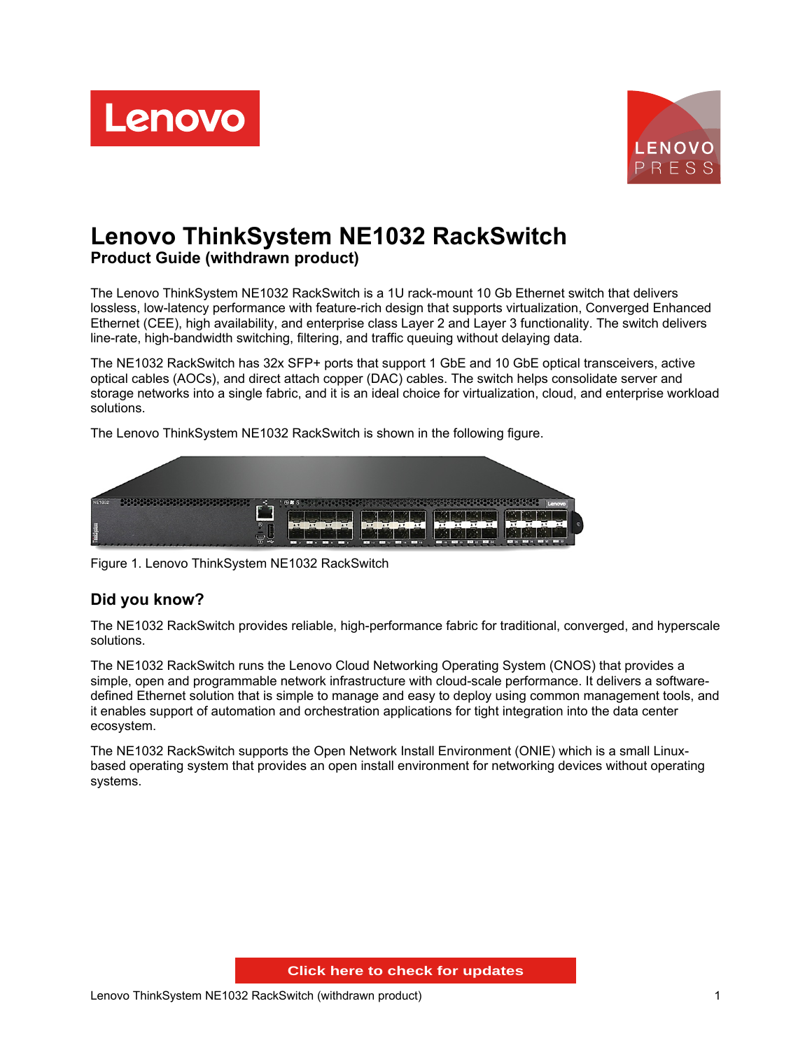# Lenovo ThinkSystem NE1032 RackSwitch

**Product Guide (withdrawn product)**

The Lenovo ThinkSystem NE1032 RackSwitch is a 1U rack-mount 10 Gb Ethernet switch that delivers lossless, low-latency performance with feature-rich design that supports virtualization, Converged Enhanced Ethernet (CEE), high availability, and enterprise class Layer 2 and Layer 3 functionality. The switch delivers line-rate, high-bandwidth switching, filtering, and traffic queuing without delaying data.

The NE1032 RackSwitch has 32x SFP+ ports that support 1 GbE and 10 GbE optical transceivers, active optical cables (AOCs), and direct attach copper (DAC) cables. The switch helps consolidate server and storage networks into a single fabric, and it is an ideal choice for virtualization, cloud, and enterprise workload solutions.

The Lenovo ThinkSystem NE1032 RackSwitch is shown in the following figure.

Figure 1. Lenovo ThinkSystem NE1032 RackSwitch

## Did you know?

The NE1032 RackSwitch provides reliable, high-performance fabric for traditional, converged, and hyperscale solutions.

The NE1032 RackSwitch runs the Lenovo Cloud Networking Operating System (CNOS) that provides a simple, open and programmable network infrastructure with cloud-scale performance. It delivers a software-defined Ethernet solution that is simple to manage and easy to deploy using common management tools, and it enables support of automation and orchestration applications for tight integration into the data center ecosystem.

The NE1032 RackSwitch supports the Open Network Install Environment (ONIE) which is a small Linux-based operating system that provides an open install environment for networking devices without operating systems.

Click here to check for updates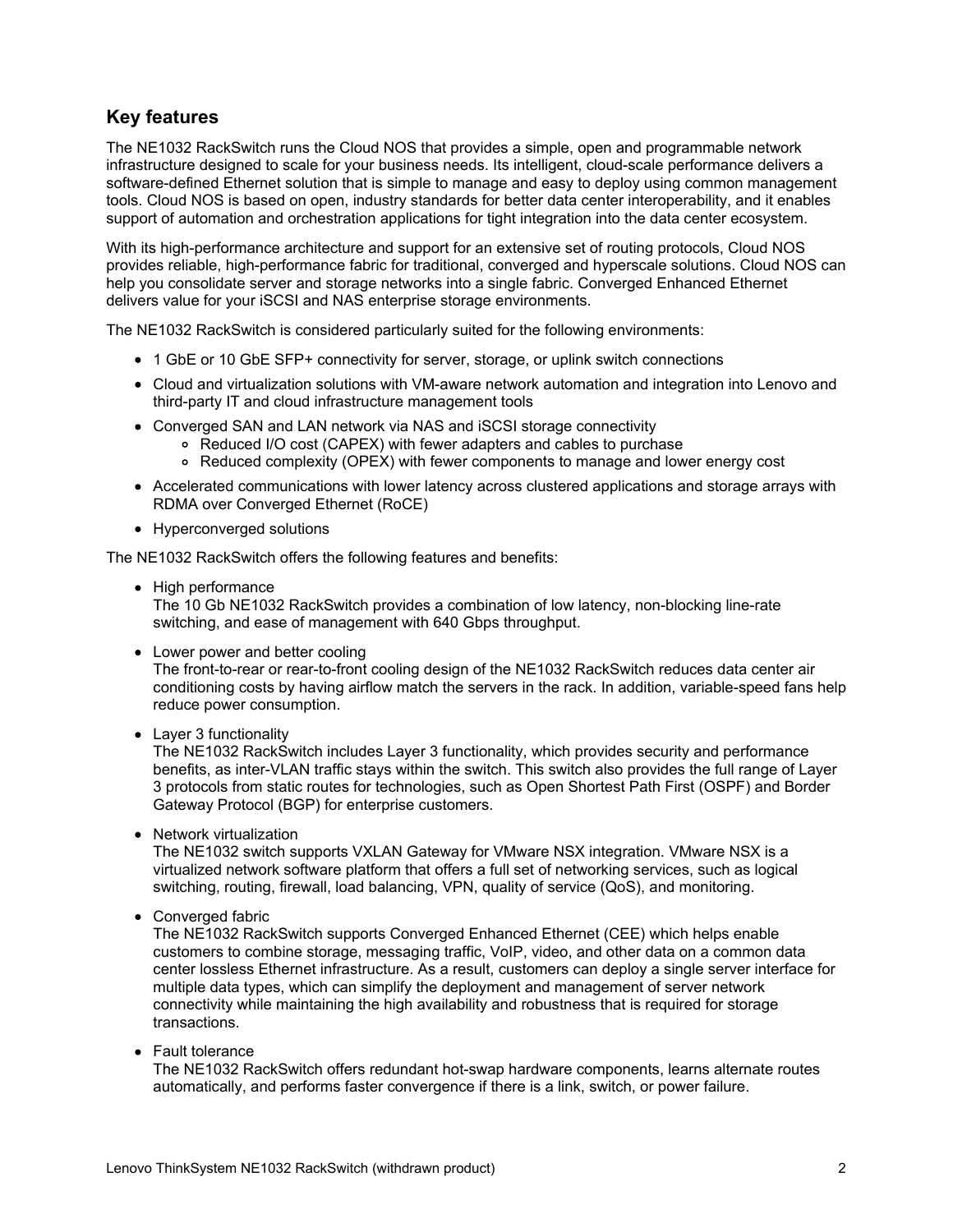## Key features

The NE1032 RackSwitch runs the Cloud NOS that provides a simple, open and programmable network infrastructure designed to scale for your business needs. Its intelligent, cloud-scale performance delivers a software-defined Ethernet solution that is simple to manage and easy to deploy using common management tools. Cloud NOS is based on open, industry standards for better data center interoperability, and it enables support of automation and orchestration applications for tight integration into the data center ecosystem.

With its high-performance architecture and support for an extensive set of routing protocols, Cloud NOS provides reliable, high-performance fabric for traditional, converged and hyperscale solutions. Cloud NOS can help you consolidate server and storage networks into a single fabric. Converged Enhanced Ethernet delivers value for your iSCSI and NAS enterprise storage environments.

The NE1032 RackSwitch is considered particularly suited for the following environments:

- 1 GbE or 10 GbE SFP+ connectivity for server, storage, or uplink switch connections
- Cloud and virtualization solutions with VM-aware network automation and integration into Lenovo and third-party IT and cloud infrastructure management tools
- Converged SAN and LAN network via NAS and iSCSI storage connectivity
  - Reduced I/O cost (CAPEX) with fewer adapters and cables to purchase
  - Reduced complexity (OPEX) with fewer components to manage and lower energy cost
- Accelerated communications with lower latency across clustered applications and storage arrays with RDMA over Converged Ethernet (RoCE)
- Hyperconverged solutions

The NE1032 RackSwitch offers the following features and benefits:

- High performance
  The 10 Gb NE1032 RackSwitch provides a combination of low latency, non-blocking line-rate switching, and ease of management with 640 Gbps throughput.
- Lower power and better cooling
  The front-to-rear or rear-to-front cooling design of the NE1032 RackSwitch reduces data center air conditioning costs by having airflow match the servers in the rack. In addition, variable-speed fans help reduce power consumption.
- Layer 3 functionality
  The NE1032 RackSwitch includes Layer 3 functionality, which provides security and performance benefits, as inter-VLAN traffic stays within the switch. This switch also provides the full range of Layer 3 protocols from static routes for technologies, such as Open Shortest Path First (OSPF) and Border Gateway Protocol (BGP) for enterprise customers.
- Network virtualization
  The NE1032 switch supports VXLAN Gateway for VMware NSX integration. VMware NSX is a virtualized network software platform that offers a full set of networking services, such as logical switching, routing, firewall, load balancing, VPN, quality of service (QoS), and monitoring.
- Converged fabric
  The NE1032 RackSwitch supports Converged Enhanced Ethernet (CEE) which helps enable customers to combine storage, messaging traffic, VoIP, video, and other data on a common data center lossless Ethernet infrastructure. As a result, customers can deploy a single server interface for multiple data types, which can simplify the deployment and management of server network connectivity while maintaining the high availability and robustness that is required for storage transactions.
- Fault tolerance
  The NE1032 RackSwitch offers redundant hot-swap hardware components, learns alternate routes automatically, and performs faster convergence if there is a link, switch, or power failure.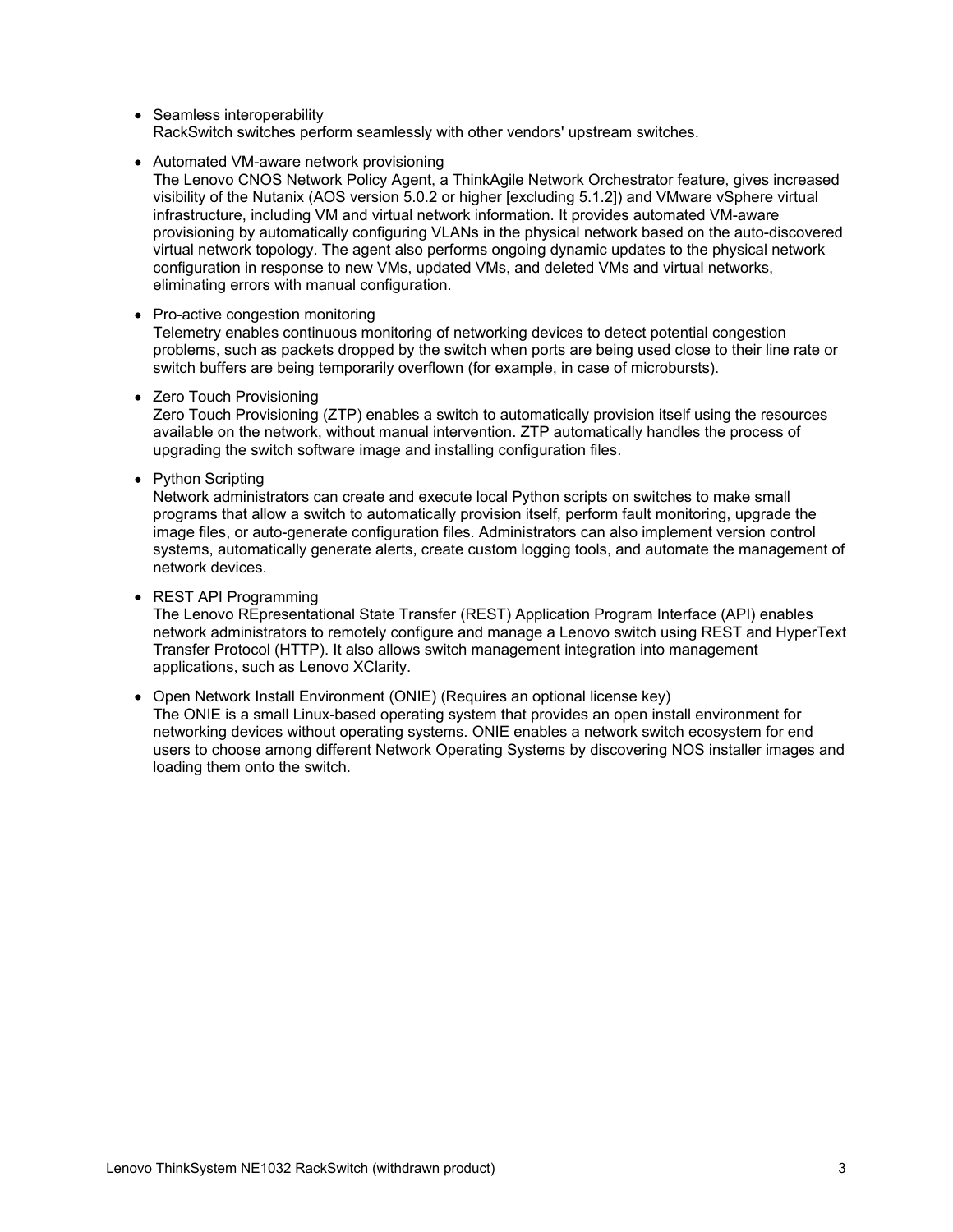- Seamless interoperability
  RackSwitch switches perform seamlessly with other vendors' upstream switches.
- Automated VM-aware network provisioning
  The Lenovo CNOS Network Policy Agent, a ThinkAgile Network Orchestrator feature, gives increased visibility of the Nutanix (AOS version 5.0.2 or higher [excluding 5.1.2]) and VMware vSphere virtual infrastructure, including VM and virtual network information. It provides automated VM-aware provisioning by automatically configuring VLANs in the physical network based on the auto-discovered virtual network topology. The agent also performs ongoing dynamic updates to the physical network configuration in response to new VMs, updated VMs, and deleted VMs and virtual networks, eliminating errors with manual configuration.
- Pro-active congestion monitoring
  Telemetry enables continuous monitoring of networking devices to detect potential congestion problems, such as packets dropped by the switch when ports are being used close to their line rate or switch buffers are being temporarily overflown (for example, in case of microbursts).
- Zero Touch Provisioning
  Zero Touch Provisioning (ZTP) enables a switch to automatically provision itself using the resources available on the network, without manual intervention. ZTP automatically handles the process of upgrading the switch software image and installing configuration files.
- Python Scripting
  Network administrators can create and execute local Python scripts on switches to make small programs that allow a switch to automatically provision itself, perform fault monitoring, upgrade the image files, or auto-generate configuration files. Administrators can also implement version control systems, automatically generate alerts, create custom logging tools, and automate the management of network devices.
- REST API Programming
  The Lenovo REpresentational State Transfer (REST) Application Program Interface (API) enables network administrators to remotely configure and manage a Lenovo switch using REST and HyperText Transfer Protocol (HTTP). It also allows switch management integration into management applications, such as Lenovo XClarity.
- Open Network Install Environment (ONIE) (Requires an optional license key)
  The ONIE is a small Linux-based operating system that provides an open install environment for networking devices without operating systems. ONIE enables a network switch ecosystem for end users to choose among different Network Operating Systems by discovering NOS installer images and loading them onto the switch.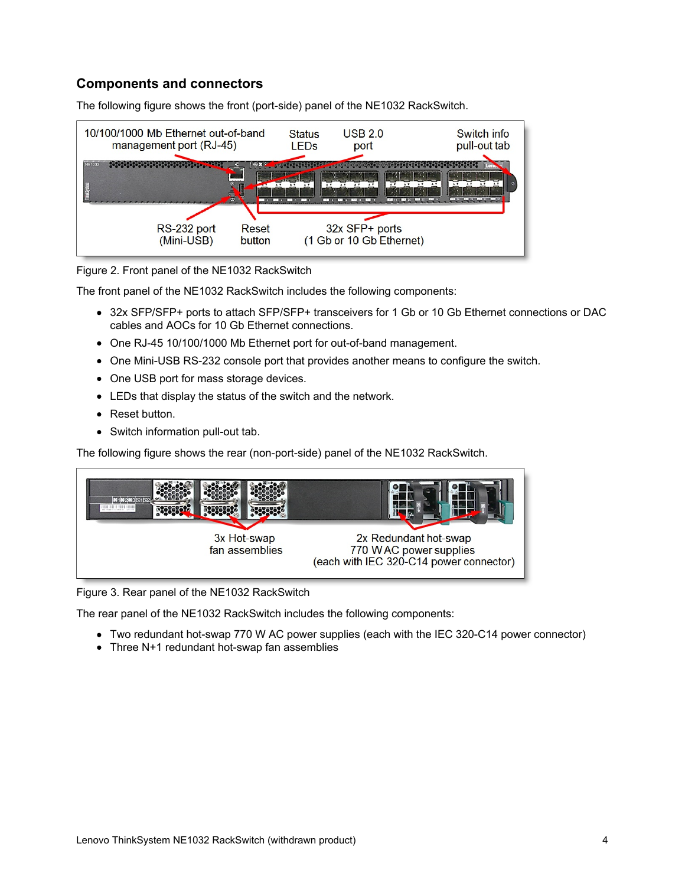## Components and connectors

The following figure shows the front (port-side) panel of the NE1032 RackSwitch.

Figure 2. Front panel of the NE1032 RackSwitch

The front panel of the NE1032 RackSwitch includes the following components:

- 32x SFP/SFP+ ports to attach SFP/SFP+ transceivers for 1 Gb or 10 Gb Ethernet connections or DAC cables and AOCs for 10 Gb Ethernet connections.
- One RJ-45 10/100/1000 Mb Ethernet port for out-of-band management.
- One Mini-USB RS-232 console port that provides another means to configure the switch.
- One USB port for mass storage devices.
- LEDs that display the status of the switch and the network.
- Reset button.
- Switch information pull-out tab.

The following figure shows the rear (non-port-side) panel of the NE1032 RackSwitch.

Figure 3. Rear panel of the NE1032 RackSwitch

The rear panel of the NE1032 RackSwitch includes the following components:

- Two redundant hot-swap 770 W AC power supplies (each with the IEC 320-C14 power connector)
- Three N+1 redundant hot-swap fan assemblies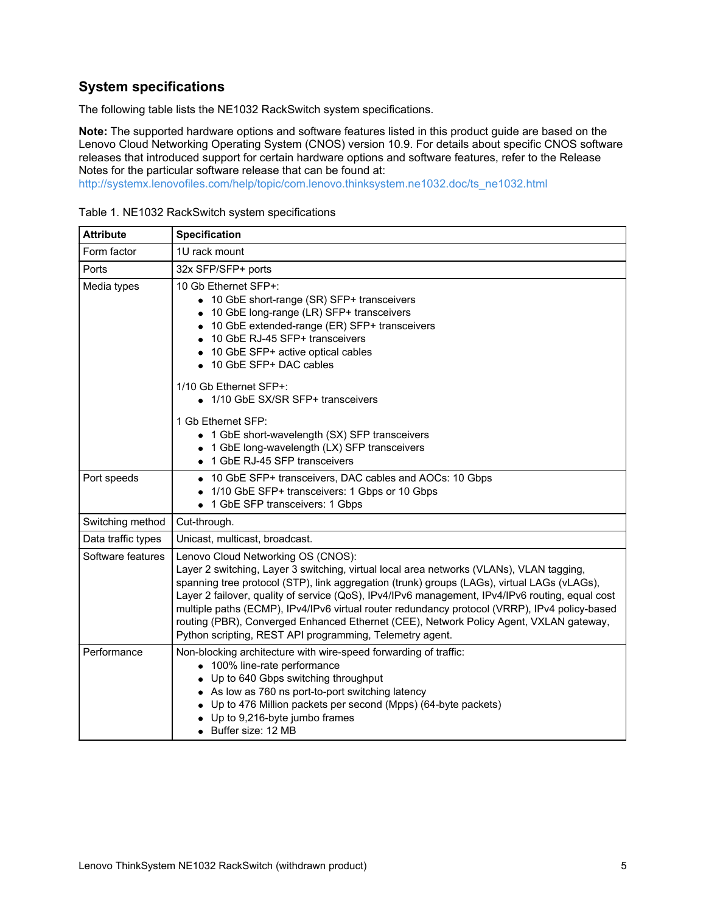## System specifications

The following table lists the NE1032 RackSwitch system specifications.

**Note:** The supported hardware options and software features listed in this product guide are based on the Lenovo Cloud Networking Operating System (CNOS) version 10.9. For details about specific CNOS software releases that introduced support for certain hardware options and software features, refer to the Release Notes for the particular software release that can be found at:
http://systemx.lenovofiles.com/help/topic/com.lenovo.thinksystem.ne1032.doc/ts_ne1032.html

Table 1. NE1032 RackSwitch system specifications

| Attribute | Specification |
|---|---|
| Form factor | 1U rack mount |
| Ports | 32x SFP/SFP+ ports |
| Media types | 10 Gb Ethernet SFP+:<br>• 10 GbE short-range (SR) SFP+ transceivers<br>• 10 GbE long-range (LR) SFP+ transceivers<br>• 10 GbE extended-range (ER) SFP+ transceivers<br>• 10 GbE RJ-45 SFP+ transceivers<br>• 10 GbE SFP+ active optical cables<br>• 10 GbE SFP+ DAC cables<br><br>1/10 Gb Ethernet SFP+:<br>• 1/10 GbE SX/SR SFP+ transceivers<br><br>1 Gb Ethernet SFP:<br>• 1 GbE short-wavelength (SX) SFP transceivers<br>• 1 GbE long-wavelength (LX) SFP transceivers<br>• 1 GbE RJ-45 SFP transceivers |
| Port speeds | • 10 GbE SFP+ transceivers, DAC cables and AOCs: 10 Gbps<br>• 1/10 GbE SFP+ transceivers: 1 Gbps or 10 Gbps<br>• 1 GbE SFP transceivers: 1 Gbps |
| Switching method | Cut-through. |
| Data traffic types | Unicast, multicast, broadcast. |
| Software features | Lenovo Cloud Networking OS (CNOS):<br>Layer 2 switching, Layer 3 switching, virtual local area networks (VLANs), VLAN tagging, spanning tree protocol (STP), link aggregation (trunk) groups (LAGs), virtual LAGs (vLAGs), Layer 2 failover, quality of service (QoS), IPv4/IPv6 management, IPv4/IPv6 routing, equal cost multiple paths (ECMP), IPv4/IPv6 virtual router redundancy protocol (VRRP), IPv4 policy-based routing (PBR), Converged Enhanced Ethernet (CEE), Network Policy Agent, VXLAN gateway, Python scripting, REST API programming, Telemetry agent. |
| Performance | Non-blocking architecture with wire-speed forwarding of traffic:<br>• 100% line-rate performance<br>• Up to 640 Gbps switching throughput<br>• As low as 760 ns port-to-port switching latency<br>• Up to 476 Million packets per second (Mpps) (64-byte packets)<br>• Up to 9,216-byte jumbo frames<br>• Buffer size: 12 MB |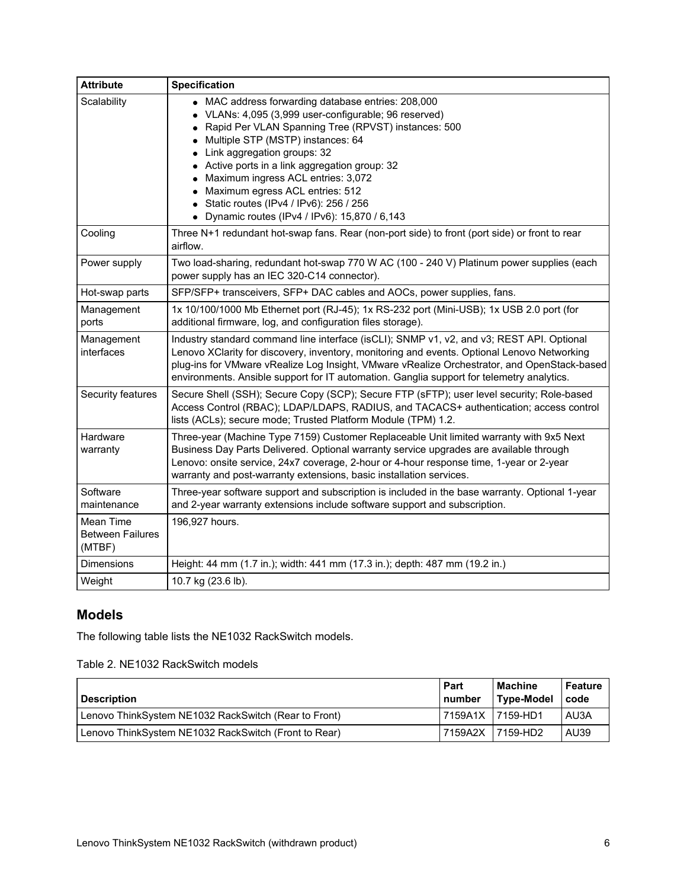| Attribute | Specification |
|---|---|
| Scalability | • MAC address forwarding database entries: 208,000<br>• VLANs: 4,095 (3,999 user-configurable; 96 reserved)<br>• Rapid Per VLAN Spanning Tree (RPVST) instances: 500<br>• Multiple STP (MSTP) instances: 64<br>• Link aggregation groups: 32<br>• Active ports in a link aggregation group: 32<br>• Maximum ingress ACL entries: 3,072<br>• Maximum egress ACL entries: 512<br>• Static routes (IPv4 / IPv6): 256 / 256<br>• Dynamic routes (IPv4 / IPv6): 15,870 / 6,143 |
| Cooling | Three N+1 redundant hot-swap fans. Rear (non-port side) to front (port side) or front to rear airflow. |
| Power supply | Two load-sharing, redundant hot-swap 770 W AC (100 - 240 V) Platinum power supplies (each power supply has an IEC 320-C14 connector). |
| Hot-swap parts | SFP/SFP+ transceivers, SFP+ DAC cables and AOCs, power supplies, fans. |
| Management ports | 1x 10/100/1000 Mb Ethernet port (RJ-45); 1x RS-232 port (Mini-USB); 1x USB 2.0 port (for additional firmware, log, and configuration files storage). |
| Management interfaces | Industry standard command line interface (isCLI); SNMP v1, v2, and v3; REST API. Optional Lenovo XClarity for discovery, inventory, monitoring and events. Optional Lenovo Networking plug-ins for VMware vRealize Log Insight, VMware vRealize Orchestrator, and OpenStack-based environments. Ansible support for IT automation. Ganglia support for telemetry analytics. |
| Security features | Secure Shell (SSH); Secure Copy (SCP); Secure FTP (sFTP); user level security; Role-based Access Control (RBAC); LDAP/LDAPS, RADIUS, and TACACS+ authentication; access control lists (ACLs); secure mode; Trusted Platform Module (TPM) 1.2. |
| Hardware warranty | Three-year (Machine Type 7159) Customer Replaceable Unit limited warranty with 9x5 Next Business Day Parts Delivered. Optional warranty service upgrades are available through Lenovo: onsite service, 24x7 coverage, 2-hour or 4-hour response time, 1-year or 2-year warranty and post-warranty extensions, basic installation services. |
| Software maintenance | Three-year software support and subscription is included in the base warranty. Optional 1-year and 2-year warranty extensions include software support and subscription. |
| Mean Time Between Failures (MTBF) | 196,927 hours. |
| Dimensions | Height: 44 mm (1.7 in.); width: 441 mm (17.3 in.); depth: 487 mm (19.2 in.) |
| Weight | 10.7 kg (23.6 lb). |

## Models

The following table lists the NE1032 RackSwitch models.

Table 2. NE1032 RackSwitch models

| Description | Part number | Machine Type-Model | Feature code |
|---|---|---|---|
| Lenovo ThinkSystem NE1032 RackSwitch (Rear to Front) | 7159A1X | 7159-HD1 | AU3A |
| Lenovo ThinkSystem NE1032 RackSwitch (Front to Rear) | 7159A2X | 7159-HD2 | AU39 |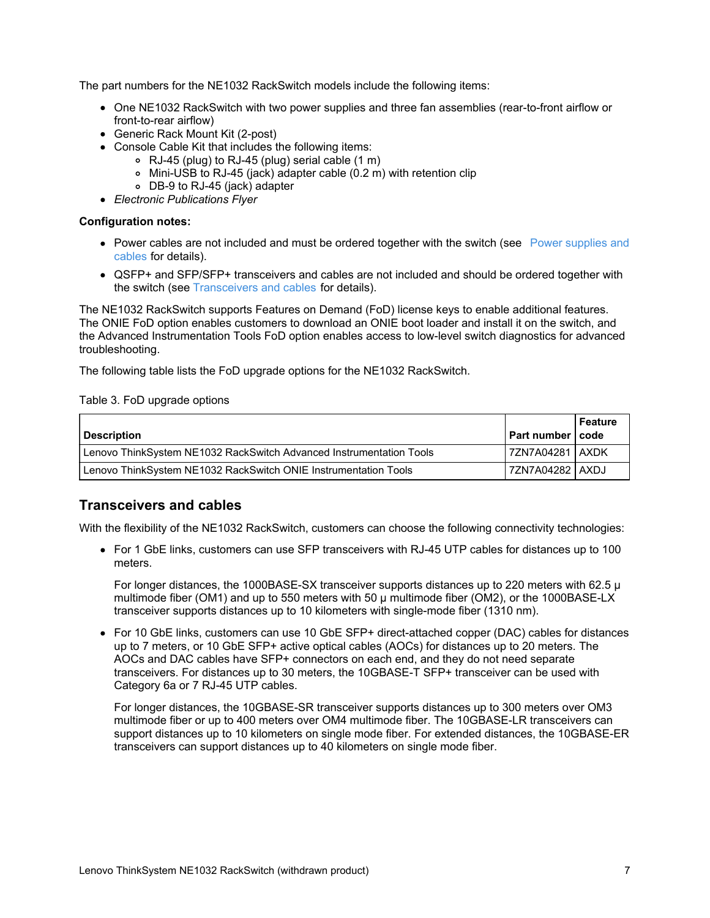The part numbers for the NE1032 RackSwitch models include the following items:

- One NE1032 RackSwitch with two power supplies and three fan assemblies (rear-to-front airflow or front-to-rear airflow)
- Generic Rack Mount Kit (2-post)
- Console Cable Kit that includes the following items:
  - RJ-45 (plug) to RJ-45 (plug) serial cable (1 m)
  - Mini-USB to RJ-45 (jack) adapter cable (0.2 m) with retention clip
  - DB-9 to RJ-45 (jack) adapter
- *Electronic Publications Flyer*

**Configuration notes:**

- Power cables are not included and must be ordered together with the switch (see Power supplies and cables for details).
- QSFP+ and SFP/SFP+ transceivers and cables are not included and should be ordered together with the switch (see Transceivers and cables for details).

The NE1032 RackSwitch supports Features on Demand (FoD) license keys to enable additional features. The ONIE FoD option enables customers to download an ONIE boot loader and install it on the switch, and the Advanced Instrumentation Tools FoD option enables access to low-level switch diagnostics for advanced troubleshooting.

The following table lists the FoD upgrade options for the NE1032 RackSwitch.

Table 3. FoD upgrade options

| Description | Part number | Feature code |
|---|---|---|
| Lenovo ThinkSystem NE1032 RackSwitch Advanced Instrumentation Tools | 7ZN7A04281 | AXDK |
| Lenovo ThinkSystem NE1032 RackSwitch ONIE Instrumentation Tools | 7ZN7A04282 | AXDJ |

## Transceivers and cables

With the flexibility of the NE1032 RackSwitch, customers can choose the following connectivity technologies:

- For 1 GbE links, customers can use SFP transceivers with RJ-45 UTP cables for distances up to 100 meters.

  For longer distances, the 1000BASE-SX transceiver supports distances up to 220 meters with 62.5 µ multimode fiber (OM1) and up to 550 meters with 50 µ multimode fiber (OM2), or the 1000BASE-LX transceiver supports distances up to 10 kilometers with single-mode fiber (1310 nm).

- For 10 GbE links, customers can use 10 GbE SFP+ direct-attached copper (DAC) cables for distances up to 7 meters, or 10 GbE SFP+ active optical cables (AOCs) for distances up to 20 meters. The AOCs and DAC cables have SFP+ connectors on each end, and they do not need separate transceivers. For distances up to 30 meters, the 10GBASE-T SFP+ transceiver can be used with Category 6a or 7 RJ-45 UTP cables.

  For longer distances, the 10GBASE-SR transceiver supports distances up to 300 meters over OM3 multimode fiber or up to 400 meters over OM4 multimode fiber. The 10GBASE-LR transceivers can support distances up to 10 kilometers on single mode fiber. For extended distances, the 10GBASE-ER transceivers can support distances up to 40 kilometers on single mode fiber.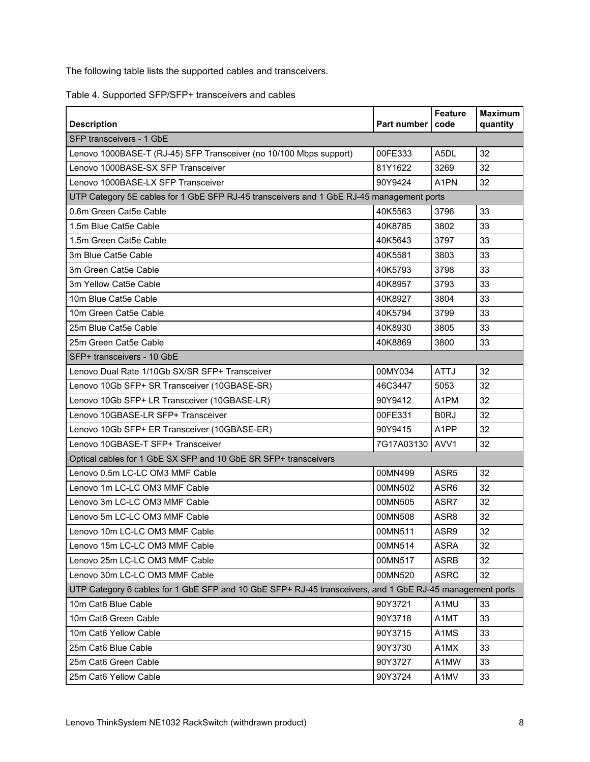The following table lists the supported cables and transceivers.

Table 4. Supported SFP/SFP+ transceivers and cables

| Description | Part number | Feature code | Maximum quantity |
|---|---|---|---|
| SFP transceivers - 1 GbE | | | |
| Lenovo 1000BASE-T (RJ-45) SFP Transceiver (no 10/100 Mbps support) | 00FE333 | A5DL | 32 |
| Lenovo 1000BASE-SX SFP Transceiver | 81Y1622 | 3269 | 32 |
| Lenovo 1000BASE-LX SFP Transceiver | 90Y9424 | A1PN | 32 |
| UTP Category 5E cables for 1 GbE SFP RJ-45 transceivers and 1 GbE RJ-45 management ports | | | |
| 0.6m Green Cat5e Cable | 40K5563 | 3796 | 33 |
| 1.5m Blue Cat5e Cable | 40K8785 | 3802 | 33 |
| 1.5m Green Cat5e Cable | 40K5643 | 3797 | 33 |
| 3m Blue Cat5e Cable | 40K5581 | 3803 | 33 |
| 3m Green Cat5e Cable | 40K5793 | 3798 | 33 |
| 3m Yellow Cat5e Cable | 40K8957 | 3793 | 33 |
| 10m Blue Cat5e Cable | 40K8927 | 3804 | 33 |
| 10m Green Cat5e Cable | 40K5794 | 3799 | 33 |
| 25m Blue Cat5e Cable | 40K8930 | 3805 | 33 |
| 25m Green Cat5e Cable | 40K8869 | 3800 | 33 |
| SFP+ transceivers - 10 GbE | | | |
| Lenovo Dual Rate 1/10Gb SX/SR SFP+ Transceiver | 00MY034 | ATTJ | 32 |
| Lenovo 10Gb SFP+ SR Transceiver (10GBASE-SR) | 46C3447 | 5053 | 32 |
| Lenovo 10Gb SFP+ LR Transceiver (10GBASE-LR) | 90Y9412 | A1PM | 32 |
| Lenovo 10GBASE-LR SFP+ Transceiver | 00FE331 | B0RJ | 32 |
| Lenovo 10Gb SFP+ ER Transceiver (10GBASE-ER) | 90Y9415 | A1PP | 32 |
| Lenovo 10GBASE-T SFP+ Transceiver | 7G17A03130 | AVV1 | 32 |
| Optical cables for 1 GbE SX SFP and 10 GbE SR SFP+ transceivers | | | |
| Lenovo 0.5m LC-LC OM3 MMF Cable | 00MN499 | ASR5 | 32 |
| Lenovo 1m LC-LC OM3 MMF Cable | 00MN502 | ASR6 | 32 |
| Lenovo 3m LC-LC OM3 MMF Cable | 00MN505 | ASR7 | 32 |
| Lenovo 5m LC-LC OM3 MMF Cable | 00MN508 | ASR8 | 32 |
| Lenovo 10m LC-LC OM3 MMF Cable | 00MN511 | ASR9 | 32 |
| Lenovo 15m LC-LC OM3 MMF Cable | 00MN514 | ASRA | 32 |
| Lenovo 25m LC-LC OM3 MMF Cable | 00MN517 | ASRB | 32 |
| Lenovo 30m LC-LC OM3 MMF Cable | 00MN520 | ASRC | 32 |
| UTP Category 6 cables for 1 GbE SFP and 10 GbE SFP+ RJ-45 transceivers, and 1 GbE RJ-45 management ports | | | |
| 10m Cat6 Blue Cable | 90Y3721 | A1MU | 33 |
| 10m Cat6 Green Cable | 90Y3718 | A1MT | 33 |
| 10m Cat6 Yellow Cable | 90Y3715 | A1MS | 33 |
| 25m Cat6 Blue Cable | 90Y3730 | A1MX | 33 |
| 25m Cat6 Green Cable | 90Y3727 | A1MW | 33 |
| 25m Cat6 Yellow Cable | 90Y3724 | A1MV | 33 |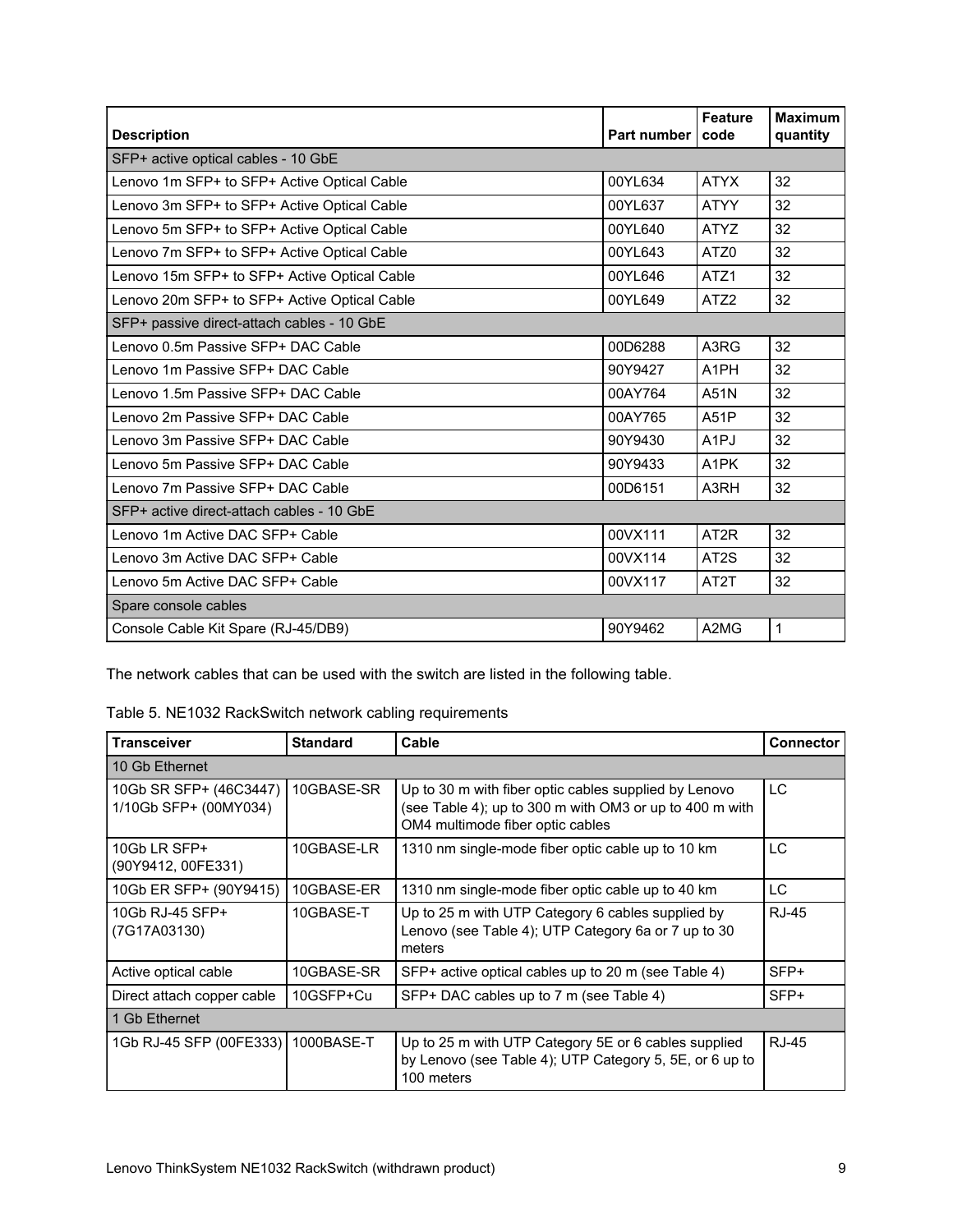| Description | Part number | Feature code | Maximum quantity |
|---|---|---|---|
| SFP+ active optical cables - 10 GbE | | | |
| Lenovo 1m SFP+ to SFP+ Active Optical Cable | 00YL634 | ATYX | 32 |
| Lenovo 3m SFP+ to SFP+ Active Optical Cable | 00YL637 | ATYY | 32 |
| Lenovo 5m SFP+ to SFP+ Active Optical Cable | 00YL640 | ATYZ | 32 |
| Lenovo 7m SFP+ to SFP+ Active Optical Cable | 00YL643 | ATZ0 | 32 |
| Lenovo 15m SFP+ to SFP+ Active Optical Cable | 00YL646 | ATZ1 | 32 |
| Lenovo 20m SFP+ to SFP+ Active Optical Cable | 00YL649 | ATZ2 | 32 |
| SFP+ passive direct-attach cables - 10 GbE | | | |
| Lenovo 0.5m Passive SFP+ DAC Cable | 00D6288 | A3RG | 32 |
| Lenovo 1m Passive SFP+ DAC Cable | 90Y9427 | A1PH | 32 |
| Lenovo 1.5m Passive SFP+ DAC Cable | 00AY764 | A51N | 32 |
| Lenovo 2m Passive SFP+ DAC Cable | 00AY765 | A51P | 32 |
| Lenovo 3m Passive SFP+ DAC Cable | 90Y9430 | A1PJ | 32 |
| Lenovo 5m Passive SFP+ DAC Cable | 90Y9433 | A1PK | 32 |
| Lenovo 7m Passive SFP+ DAC Cable | 00D6151 | A3RH | 32 |
| SFP+ active direct-attach cables - 10 GbE | | | |
| Lenovo 1m Active DAC SFP+ Cable | 00VX111 | AT2R | 32 |
| Lenovo 3m Active DAC SFP+ Cable | 00VX114 | AT2S | 32 |
| Lenovo 5m Active DAC SFP+ Cable | 00VX117 | AT2T | 32 |
| Spare console cables | | | |
| Console Cable Kit Spare (RJ-45/DB9) | 90Y9462 | A2MG | 1 |

The network cables that can be used with the switch are listed in the following table.

Table 5. NE1032 RackSwitch network cabling requirements

| Transceiver | Standard | Cable | Connector |
|---|---|---|---|
| 10 Gb Ethernet | | | |
| 10Gb SR SFP+ (46C3447) 1/10Gb SFP+ (00MY034) | 10GBASE-SR | Up to 30 m with fiber optic cables supplied by Lenovo (see Table 4); up to 300 m with OM3 or up to 400 m with OM4 multimode fiber optic cables | LC |
| 10Gb LR SFP+ (90Y9412, 00FE331) | 10GBASE-LR | 1310 nm single-mode fiber optic cable up to 10 km | LC |
| 10Gb ER SFP+ (90Y9415) | 10GBASE-ER | 1310 nm single-mode fiber optic cable up to 40 km | LC |
| 10Gb RJ-45 SFP+ (7G17A03130) | 10GBASE-T | Up to 25 m with UTP Category 6 cables supplied by Lenovo (see Table 4); UTP Category 6a or 7 up to 30 meters | RJ-45 |
| Active optical cable | 10GBASE-SR | SFP+ active optical cables up to 20 m (see Table 4) | SFP+ |
| Direct attach copper cable | 10GSFP+Cu | SFP+ DAC cables up to 7 m (see Table 4) | SFP+ |
| 1 Gb Ethernet | | | |
| 1Gb RJ-45 SFP (00FE333) | 1000BASE-T | Up to 25 m with UTP Category 5E or 6 cables supplied by Lenovo (see Table 4); UTP Category 5, 5E, or 6 up to 100 meters | RJ-45 |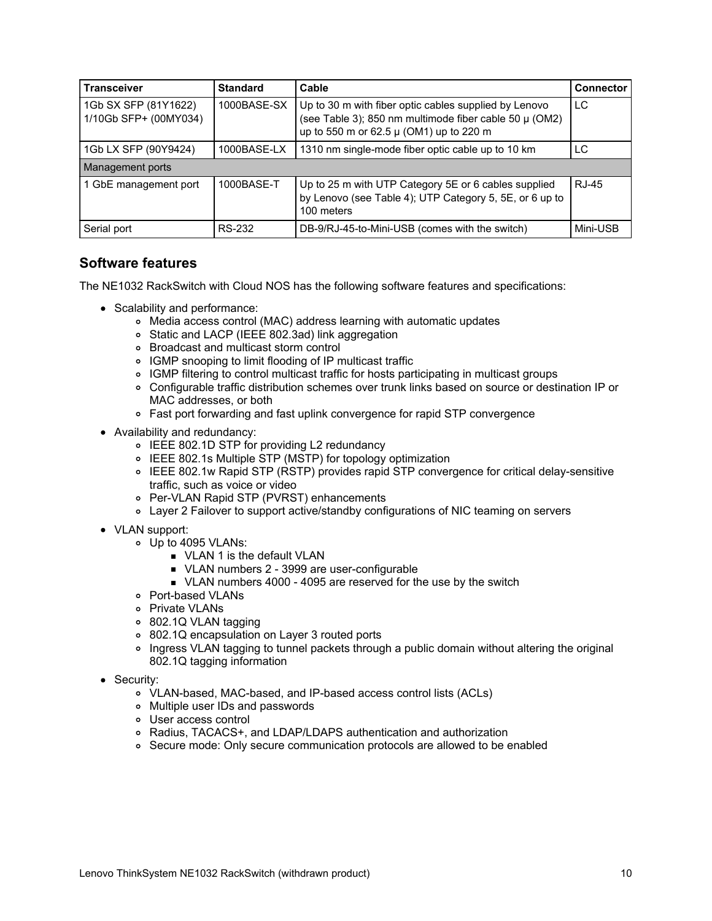| Transceiver | Standard | Cable | Connector |
|---|---|---|---|
| 1Gb SX SFP (81Y1622)<br>1/10Gb SFP+ (00MY034) | 1000BASE-SX | Up to 30 m with fiber optic cables supplied by Lenovo (see Table 3); 850 nm multimode fiber cable 50 µ (OM2) up to 550 m or 62.5 µ (OM1) up to 220 m | LC |
| 1Gb LX SFP (90Y9424) | 1000BASE-LX | 1310 nm single-mode fiber optic cable up to 10 km | LC |
| Management ports | | | |
| 1 GbE management port | 1000BASE-T | Up to 25 m with UTP Category 5E or 6 cables supplied by Lenovo (see Table 4); UTP Category 5, 5E, or 6 up to 100 meters | RJ-45 |
| Serial port | RS-232 | DB-9/RJ-45-to-Mini-USB (comes with the switch) | Mini-USB |

## Software features

The NE1032 RackSwitch with Cloud NOS has the following software features and specifications:

- Scalability and performance:
  - Media access control (MAC) address learning with automatic updates
  - Static and LACP (IEEE 802.3ad) link aggregation
  - Broadcast and multicast storm control
  - IGMP snooping to limit flooding of IP multicast traffic
  - IGMP filtering to control multicast traffic for hosts participating in multicast groups
  - Configurable traffic distribution schemes over trunk links based on source or destination IP or MAC addresses, or both
  - Fast port forwarding and fast uplink convergence for rapid STP convergence
- Availability and redundancy:
  - IEEE 802.1D STP for providing L2 redundancy
  - IEEE 802.1s Multiple STP (MSTP) for topology optimization
  - IEEE 802.1w Rapid STP (RSTP) provides rapid STP convergence for critical delay-sensitive traffic, such as voice or video
  - Per-VLAN Rapid STP (PVRST) enhancements
  - Layer 2 Failover to support active/standby configurations of NIC teaming on servers
- VLAN support:
  - Up to 4095 VLANs:
    - VLAN 1 is the default VLAN
    - VLAN numbers 2 - 3999 are user-configurable
    - VLAN numbers 4000 - 4095 are reserved for the use by the switch
  - Port-based VLANs
  - Private VLANs
  - 802.1Q VLAN tagging
  - 802.1Q encapsulation on Layer 3 routed ports
  - Ingress VLAN tagging to tunnel packets through a public domain without altering the original 802.1Q tagging information
- Security:
  - VLAN-based, MAC-based, and IP-based access control lists (ACLs)
  - Multiple user IDs and passwords
  - User access control
  - Radius, TACACS+, and LDAP/LDAPS authentication and authorization
  - Secure mode: Only secure communication protocols are allowed to be enabled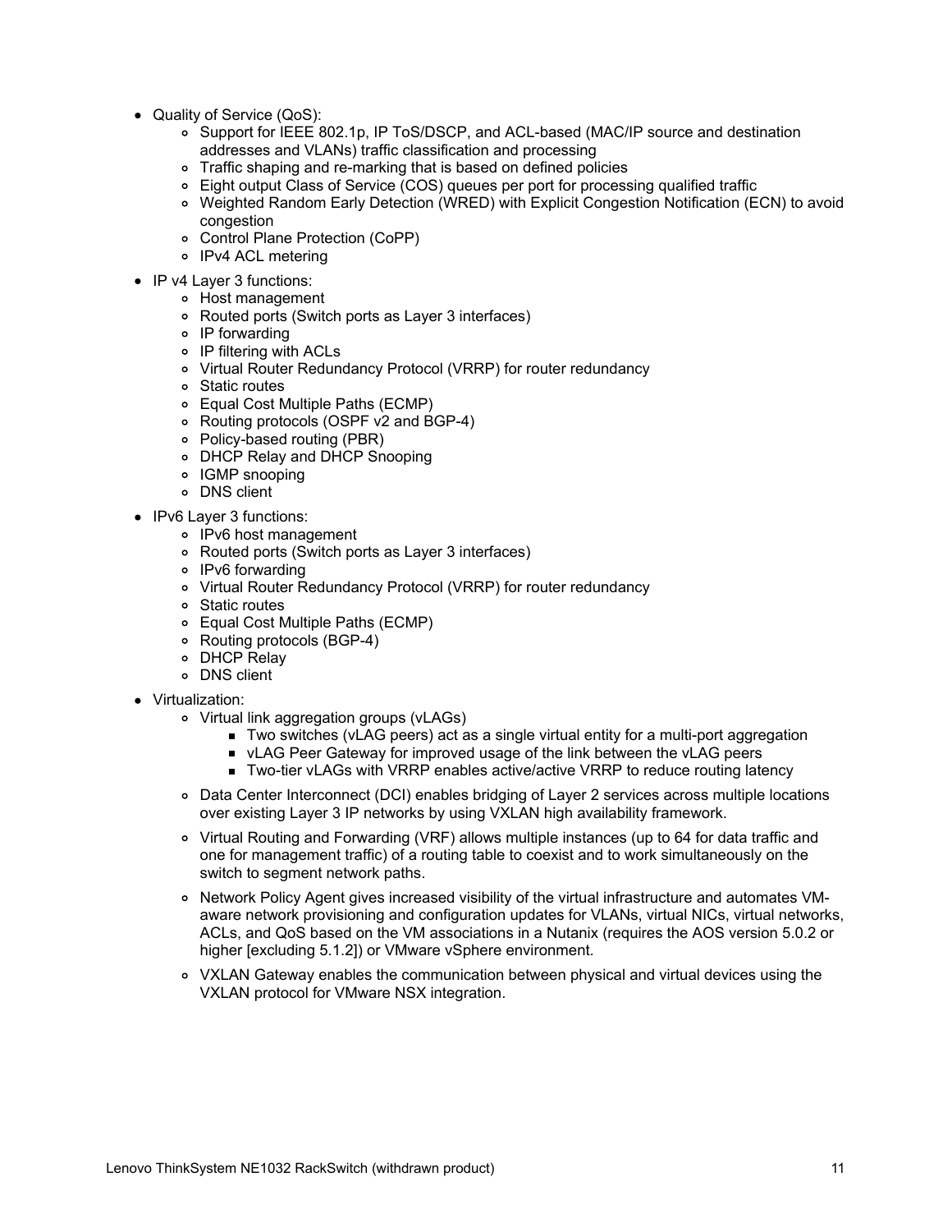- Quality of Service (QoS):
  - Support for IEEE 802.1p, IP ToS/DSCP, and ACL-based (MAC/IP source and destination addresses and VLANs) traffic classification and processing
  - Traffic shaping and re-marking that is based on defined policies
  - Eight output Class of Service (COS) queues per port for processing qualified traffic
  - Weighted Random Early Detection (WRED) with Explicit Congestion Notification (ECN) to avoid congestion
  - Control Plane Protection (CoPP)
  - IPv4 ACL metering
- IP v4 Layer 3 functions:
  - Host management
  - Routed ports (Switch ports as Layer 3 interfaces)
  - IP forwarding
  - IP filtering with ACLs
  - Virtual Router Redundancy Protocol (VRRP) for router redundancy
  - Static routes
  - Equal Cost Multiple Paths (ECMP)
  - Routing protocols (OSPF v2 and BGP-4)
  - Policy-based routing (PBR)
  - DHCP Relay and DHCP Snooping
  - IGMP snooping
  - DNS client
- IPv6 Layer 3 functions:
  - IPv6 host management
  - Routed ports (Switch ports as Layer 3 interfaces)
  - IPv6 forwarding
  - Virtual Router Redundancy Protocol (VRRP) for router redundancy
  - Static routes
  - Equal Cost Multiple Paths (ECMP)
  - Routing protocols (BGP-4)
  - DHCP Relay
  - DNS client
- Virtualization:
  - Virtual link aggregation groups (vLAGs)
    - Two switches (vLAG peers) act as a single virtual entity for a multi-port aggregation
    - vLAG Peer Gateway for improved usage of the link between the vLAG peers
    - Two-tier vLAGs with VRRP enables active/active VRRP to reduce routing latency
  - Data Center Interconnect (DCI) enables bridging of Layer 2 services across multiple locations over existing Layer 3 IP networks by using VXLAN high availability framework.
  - Virtual Routing and Forwarding (VRF) allows multiple instances (up to 64 for data traffic and one for management traffic) of a routing table to coexist and to work simultaneously on the switch to segment network paths.
  - Network Policy Agent gives increased visibility of the virtual infrastructure and automates VM-aware network provisioning and configuration updates for VLANs, virtual NICs, virtual networks, ACLs, and QoS based on the VM associations in a Nutanix (requires the AOS version 5.0.2 or higher [excluding 5.1.2]) or VMware vSphere environment.
  - VXLAN Gateway enables the communication between physical and virtual devices using the VXLAN protocol for VMware NSX integration.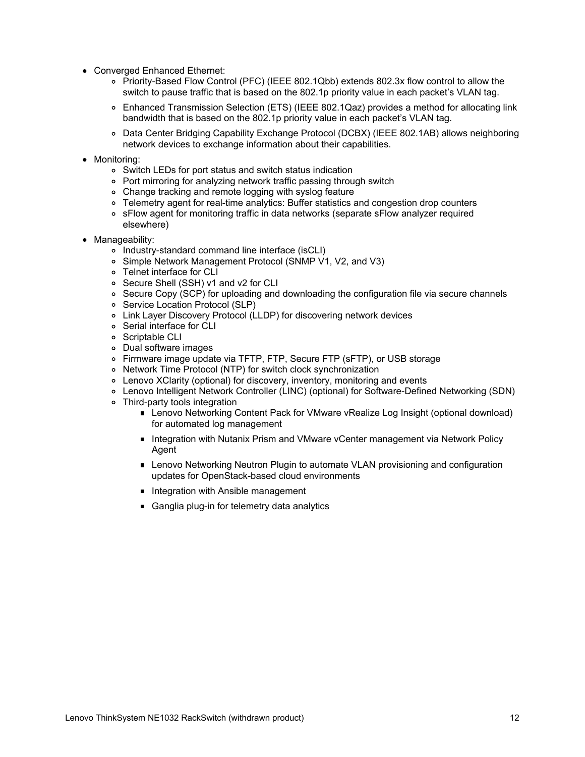- Converged Enhanced Ethernet:
  - Priority-Based Flow Control (PFC) (IEEE 802.1Qbb) extends 802.3x flow control to allow the switch to pause traffic that is based on the 802.1p priority value in each packet's VLAN tag.
  - Enhanced Transmission Selection (ETS) (IEEE 802.1Qaz) provides a method for allocating link bandwidth that is based on the 802.1p priority value in each packet's VLAN tag.
  - Data Center Bridging Capability Exchange Protocol (DCBX) (IEEE 802.1AB) allows neighboring network devices to exchange information about their capabilities.
- Monitoring:
  - Switch LEDs for port status and switch status indication
  - Port mirroring for analyzing network traffic passing through switch
  - Change tracking and remote logging with syslog feature
  - Telemetry agent for real-time analytics: Buffer statistics and congestion drop counters
  - sFlow agent for monitoring traffic in data networks (separate sFlow analyzer required elsewhere)
- Manageability:
  - Industry-standard command line interface (isCLI)
  - Simple Network Management Protocol (SNMP V1, V2, and V3)
  - Telnet interface for CLI
  - Secure Shell (SSH) v1 and v2 for CLI
  - Secure Copy (SCP) for uploading and downloading the configuration file via secure channels
  - Service Location Protocol (SLP)
  - Link Layer Discovery Protocol (LLDP) for discovering network devices
  - Serial interface for CLI
  - Scriptable CLI
  - Dual software images
  - Firmware image update via TFTP, FTP, Secure FTP (sFTP), or USB storage
  - Network Time Protocol (NTP) for switch clock synchronization
  - Lenovo XClarity (optional) for discovery, inventory, monitoring and events
  - Lenovo Intelligent Network Controller (LINC) (optional) for Software-Defined Networking (SDN)
  - Third-party tools integration
    - Lenovo Networking Content Pack for VMware vRealize Log Insight (optional download) for automated log management
    - Integration with Nutanix Prism and VMware vCenter management via Network Policy Agent
    - Lenovo Networking Neutron Plugin to automate VLAN provisioning and configuration updates for OpenStack-based cloud environments
    - Integration with Ansible management
    - Ganglia plug-in for telemetry data analytics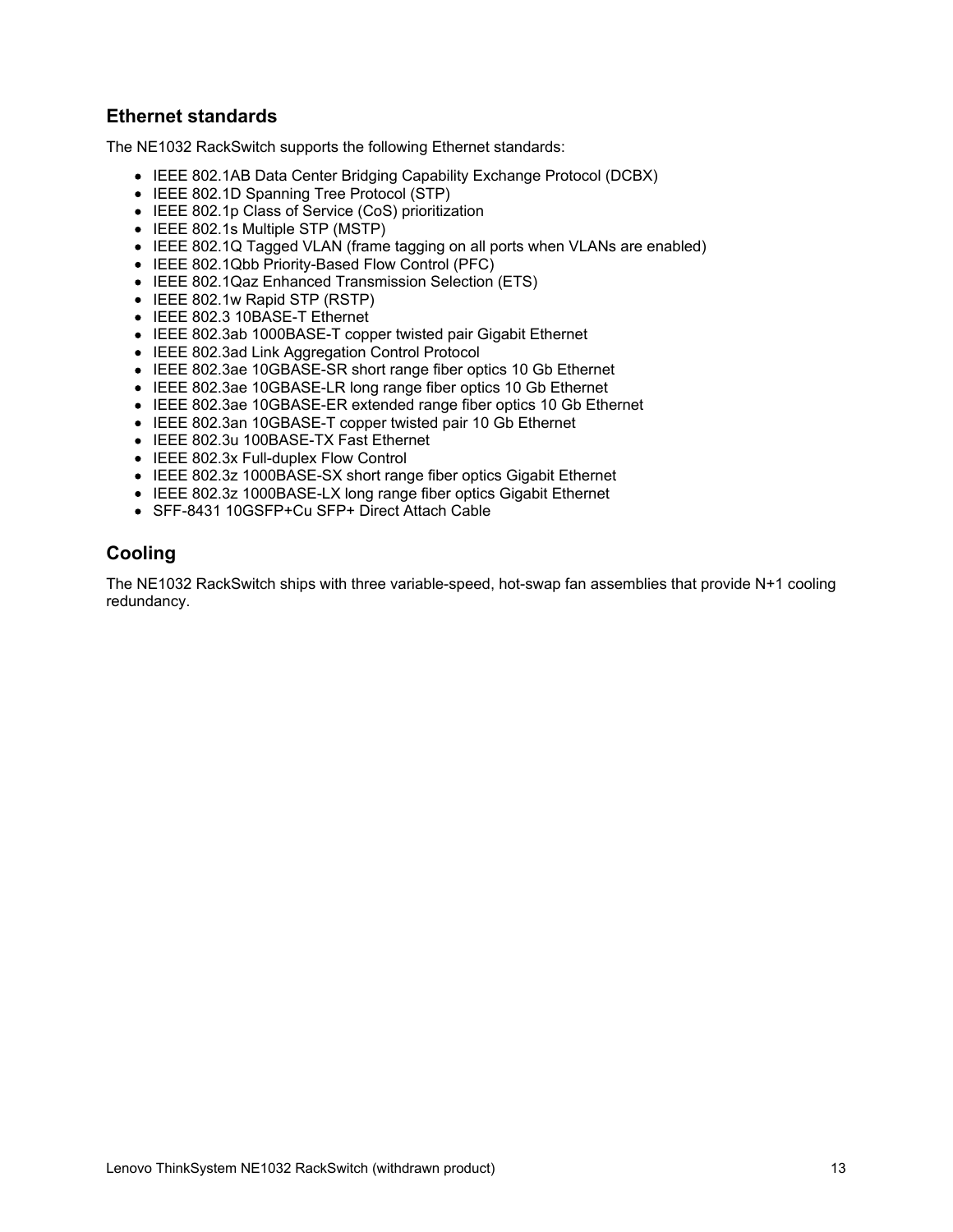## Ethernet standards

The NE1032 RackSwitch supports the following Ethernet standards:

- IEEE 802.1AB Data Center Bridging Capability Exchange Protocol (DCBX)
- IEEE 802.1D Spanning Tree Protocol (STP)
- IEEE 802.1p Class of Service (CoS) prioritization
- IEEE 802.1s Multiple STP (MSTP)
- IEEE 802.1Q Tagged VLAN (frame tagging on all ports when VLANs are enabled)
- IEEE 802.1Qbb Priority-Based Flow Control (PFC)
- IEEE 802.1Qaz Enhanced Transmission Selection (ETS)
- IEEE 802.1w Rapid STP (RSTP)
- IEEE 802.3 10BASE-T Ethernet
- IEEE 802.3ab 1000BASE-T copper twisted pair Gigabit Ethernet
- IEEE 802.3ad Link Aggregation Control Protocol
- IEEE 802.3ae 10GBASE-SR short range fiber optics 10 Gb Ethernet
- IEEE 802.3ae 10GBASE-LR long range fiber optics 10 Gb Ethernet
- IEEE 802.3ae 10GBASE-ER extended range fiber optics 10 Gb Ethernet
- IEEE 802.3an 10GBASE-T copper twisted pair 10 Gb Ethernet
- IEEE 802.3u 100BASE-TX Fast Ethernet
- IEEE 802.3x Full-duplex Flow Control
- IEEE 802.3z 1000BASE-SX short range fiber optics Gigabit Ethernet
- IEEE 802.3z 1000BASE-LX long range fiber optics Gigabit Ethernet
- SFF-8431 10GSFP+Cu SFP+ Direct Attach Cable

## Cooling

The NE1032 RackSwitch ships with three variable-speed, hot-swap fan assemblies that provide N+1 cooling redundancy.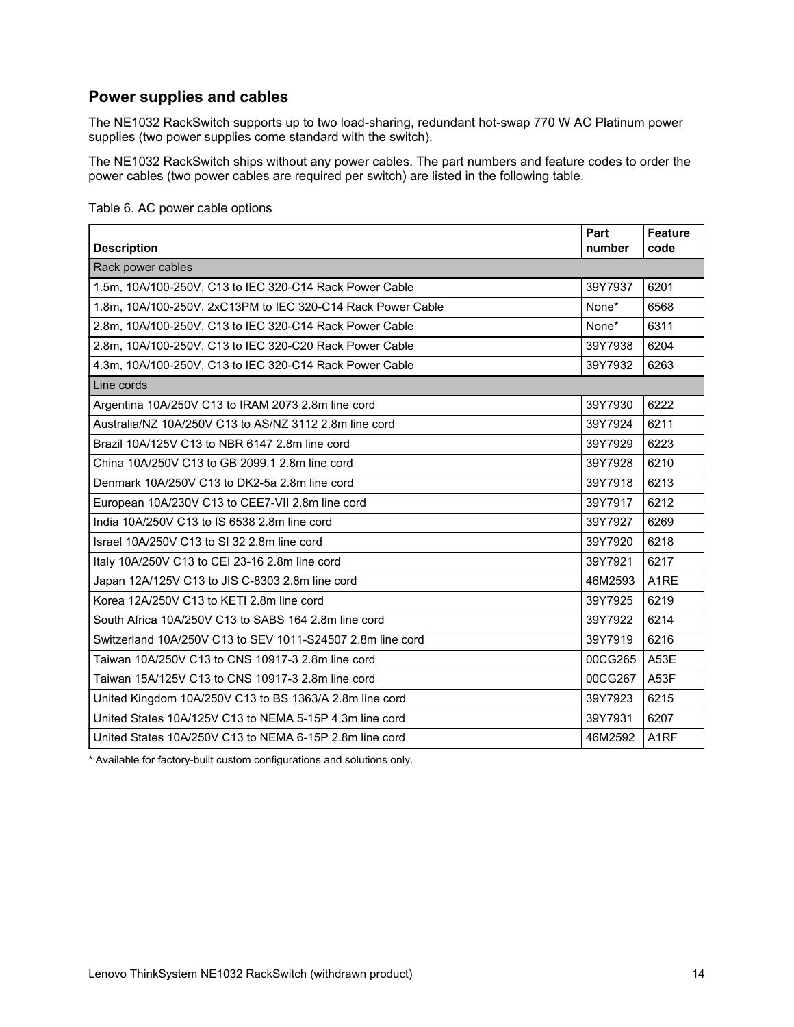## Power supplies and cables

The NE1032 RackSwitch supports up to two load-sharing, redundant hot-swap 770 W AC Platinum power supplies (two power supplies come standard with the switch).

The NE1032 RackSwitch ships without any power cables. The part numbers and feature codes to order the power cables (two power cables are required per switch) are listed in the following table.

Table 6. AC power cable options

| Description | Part number | Feature code |
|---|---|---|
| Rack power cables | | |
| 1.5m, 10A/100-250V, C13 to IEC 320-C14 Rack Power Cable | 39Y7937 | 6201 |
| 1.8m, 10A/100-250V, 2xC13PM to IEC 320-C14 Rack Power Cable | None* | 6568 |
| 2.8m, 10A/100-250V, C13 to IEC 320-C14 Rack Power Cable | None* | 6311 |
| 2.8m, 10A/100-250V, C13 to IEC 320-C20 Rack Power Cable | 39Y7938 | 6204 |
| 4.3m, 10A/100-250V, C13 to IEC 320-C14 Rack Power Cable | 39Y7932 | 6263 |
| Line cords | | |
| Argentina 10A/250V C13 to IRAM 2073 2.8m line cord | 39Y7930 | 6222 |
| Australia/NZ 10A/250V C13 to AS/NZ 3112 2.8m line cord | 39Y7924 | 6211 |
| Brazil 10A/125V C13 to NBR 6147 2.8m line cord | 39Y7929 | 6223 |
| China 10A/250V C13 to GB 2099.1 2.8m line cord | 39Y7928 | 6210 |
| Denmark 10A/250V C13 to DK2-5a 2.8m line cord | 39Y7918 | 6213 |
| European 10A/230V C13 to CEE7-VII 2.8m line cord | 39Y7917 | 6212 |
| India 10A/250V C13 to IS 6538 2.8m line cord | 39Y7927 | 6269 |
| Israel 10A/250V C13 to SI 32 2.8m line cord | 39Y7920 | 6218 |
| Italy 10A/250V C13 to CEI 23-16 2.8m line cord | 39Y7921 | 6217 |
| Japan 12A/125V C13 to JIS C-8303 2.8m line cord | 46M2593 | A1RE |
| Korea 12A/250V C13 to KETI 2.8m line cord | 39Y7925 | 6219 |
| South Africa 10A/250V C13 to SABS 164 2.8m line cord | 39Y7922 | 6214 |
| Switzerland 10A/250V C13 to SEV 1011-S24507 2.8m line cord | 39Y7919 | 6216 |
| Taiwan 10A/250V C13 to CNS 10917-3 2.8m line cord | 00CG265 | A53E |
| Taiwan 15A/125V C13 to CNS 10917-3 2.8m line cord | 00CG267 | A53F |
| United Kingdom 10A/250V C13 to BS 1363/A 2.8m line cord | 39Y7923 | 6215 |
| United States 10A/125V C13 to NEMA 5-15P 4.3m line cord | 39Y7931 | 6207 |
| United States 10A/250V C13 to NEMA 6-15P 2.8m line cord | 46M2592 | A1RF |

* Available for factory-built custom configurations and solutions only.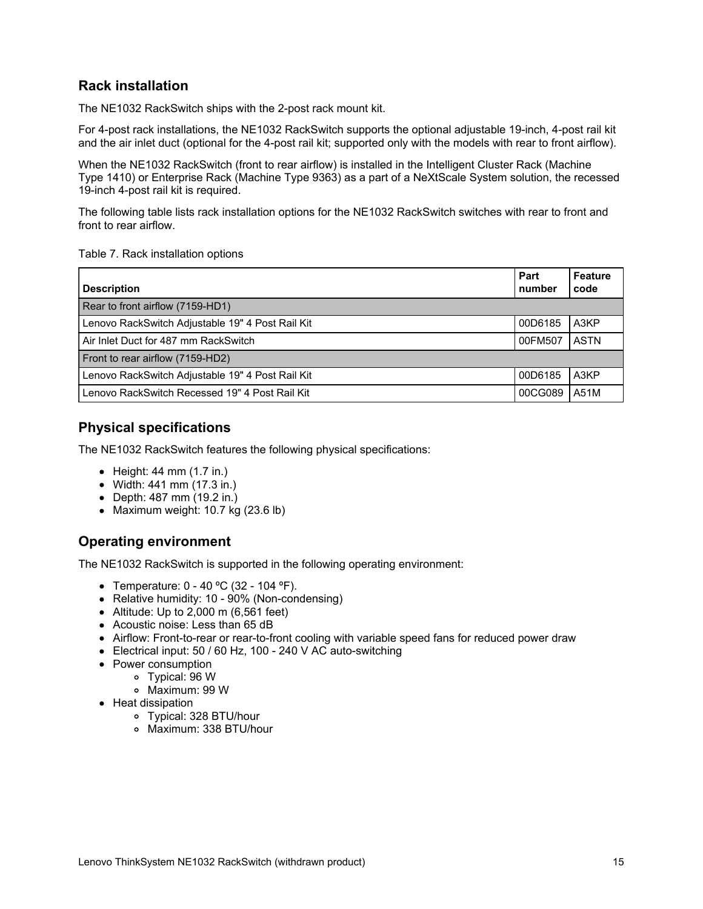## Rack installation

The NE1032 RackSwitch ships with the 2-post rack mount kit.

For 4-post rack installations, the NE1032 RackSwitch supports the optional adjustable 19-inch, 4-post rail kit and the air inlet duct (optional for the 4-post rail kit; supported only with the models with rear to front airflow).

When the NE1032 RackSwitch (front to rear airflow) is installed in the Intelligent Cluster Rack (Machine Type 1410) or Enterprise Rack (Machine Type 9363) as a part of a NeXtScale System solution, the recessed 19-inch 4-post rail kit is required.

The following table lists rack installation options for the NE1032 RackSwitch switches with rear to front and front to rear airflow.

Table 7. Rack installation options

| Description | Part number | Feature code |
|---|---|---|
| Rear to front airflow (7159-HD1) | | |
| Lenovo RackSwitch Adjustable 19" 4 Post Rail Kit | 00D6185 | A3KP |
| Air Inlet Duct for 487 mm RackSwitch | 00FM507 | ASTN |
| Front to rear airflow (7159-HD2) | | |
| Lenovo RackSwitch Adjustable 19" 4 Post Rail Kit | 00D6185 | A3KP |
| Lenovo RackSwitch Recessed 19" 4 Post Rail Kit | 00CG089 | A51M |

## Physical specifications

The NE1032 RackSwitch features the following physical specifications:

- Height: 44 mm (1.7 in.)
- Width: 441 mm (17.3 in.)
- Depth: 487 mm (19.2 in.)
- Maximum weight: 10.7 kg (23.6 lb)

## Operating environment

The NE1032 RackSwitch is supported in the following operating environment:

- Temperature: 0 - 40 ºC (32 - 104 ºF).
- Relative humidity: 10 - 90% (Non-condensing)
- Altitude: Up to 2,000 m (6,561 feet)
- Acoustic noise: Less than 65 dB
- Airflow: Front-to-rear or rear-to-front cooling with variable speed fans for reduced power draw
- Electrical input: 50 / 60 Hz, 100 - 240 V AC auto-switching
- Power consumption
  - Typical: 96 W
  - Maximum: 99 W
- Heat dissipation
  - Typical: 328 BTU/hour
  - Maximum: 338 BTU/hour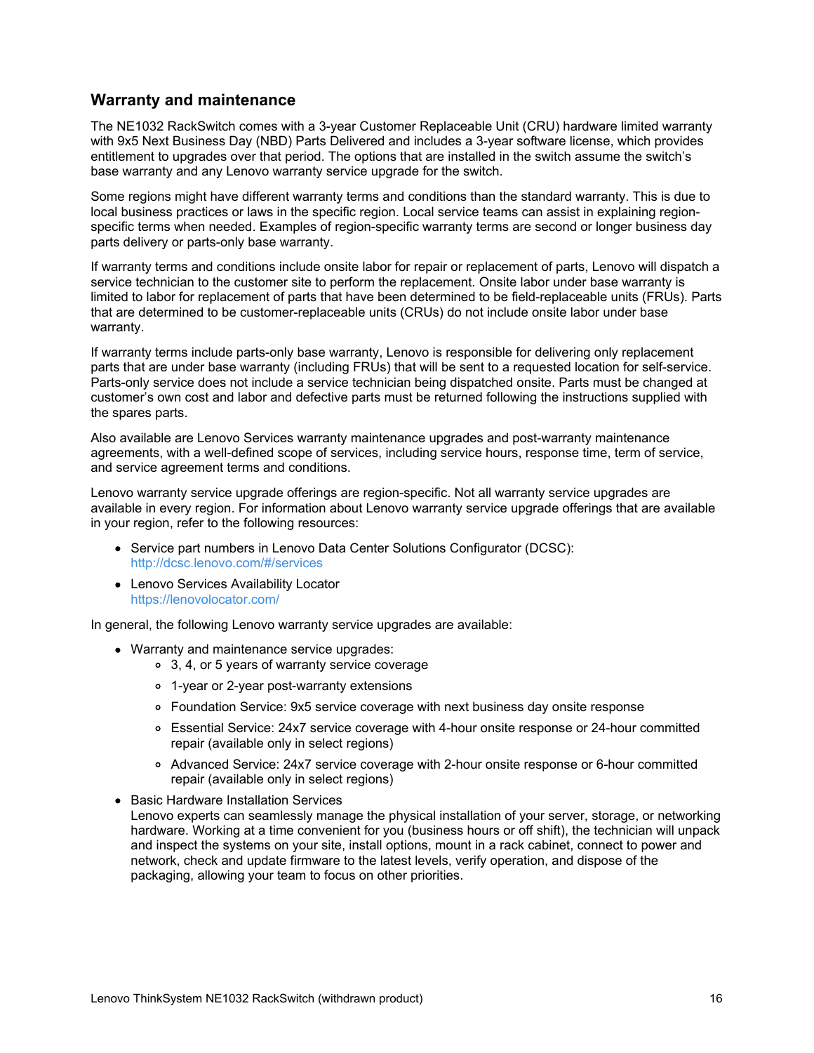## Warranty and maintenance

The NE1032 RackSwitch comes with a 3-year Customer Replaceable Unit (CRU) hardware limited warranty with 9x5 Next Business Day (NBD) Parts Delivered and includes a 3-year software license, which provides entitlement to upgrades over that period. The options that are installed in the switch assume the switch's base warranty and any Lenovo warranty service upgrade for the switch.

Some regions might have different warranty terms and conditions than the standard warranty. This is due to local business practices or laws in the specific region. Local service teams can assist in explaining region-specific terms when needed. Examples of region-specific warranty terms are second or longer business day parts delivery or parts-only base warranty.

If warranty terms and conditions include onsite labor for repair or replacement of parts, Lenovo will dispatch a service technician to the customer site to perform the replacement. Onsite labor under base warranty is limited to labor for replacement of parts that have been determined to be field-replaceable units (FRUs). Parts that are determined to be customer-replaceable units (CRUs) do not include onsite labor under base warranty.

If warranty terms include parts-only base warranty, Lenovo is responsible for delivering only replacement parts that are under base warranty (including FRUs) that will be sent to a requested location for self-service. Parts-only service does not include a service technician being dispatched onsite. Parts must be changed at customer's own cost and labor and defective parts must be returned following the instructions supplied with the spares parts.

Also available are Lenovo Services warranty maintenance upgrades and post-warranty maintenance agreements, with a well-defined scope of services, including service hours, response time, term of service, and service agreement terms and conditions.

Lenovo warranty service upgrade offerings are region-specific. Not all warranty service upgrades are available in every region. For information about Lenovo warranty service upgrade offerings that are available in your region, refer to the following resources:

- Service part numbers in Lenovo Data Center Solutions Configurator (DCSC):
  http://dcsc.lenovo.com/#/services
- Lenovo Services Availability Locator
  https://lenovolocator.com/

In general, the following Lenovo warranty service upgrades are available:

- Warranty and maintenance service upgrades:
  - 3, 4, or 5 years of warranty service coverage
  - 1-year or 2-year post-warranty extensions
  - Foundation Service: 9x5 service coverage with next business day onsite response
  - Essential Service: 24x7 service coverage with 4-hour onsite response or 24-hour committed repair (available only in select regions)
  - Advanced Service: 24x7 service coverage with 2-hour onsite response or 6-hour committed repair (available only in select regions)
- Basic Hardware Installation Services
  Lenovo experts can seamlessly manage the physical installation of your server, storage, or networking hardware. Working at a time convenient for you (business hours or off shift), the technician will unpack and inspect the systems on your site, install options, mount in a rack cabinet, connect to power and network, check and update firmware to the latest levels, verify operation, and dispose of the packaging, allowing your team to focus on other priorities.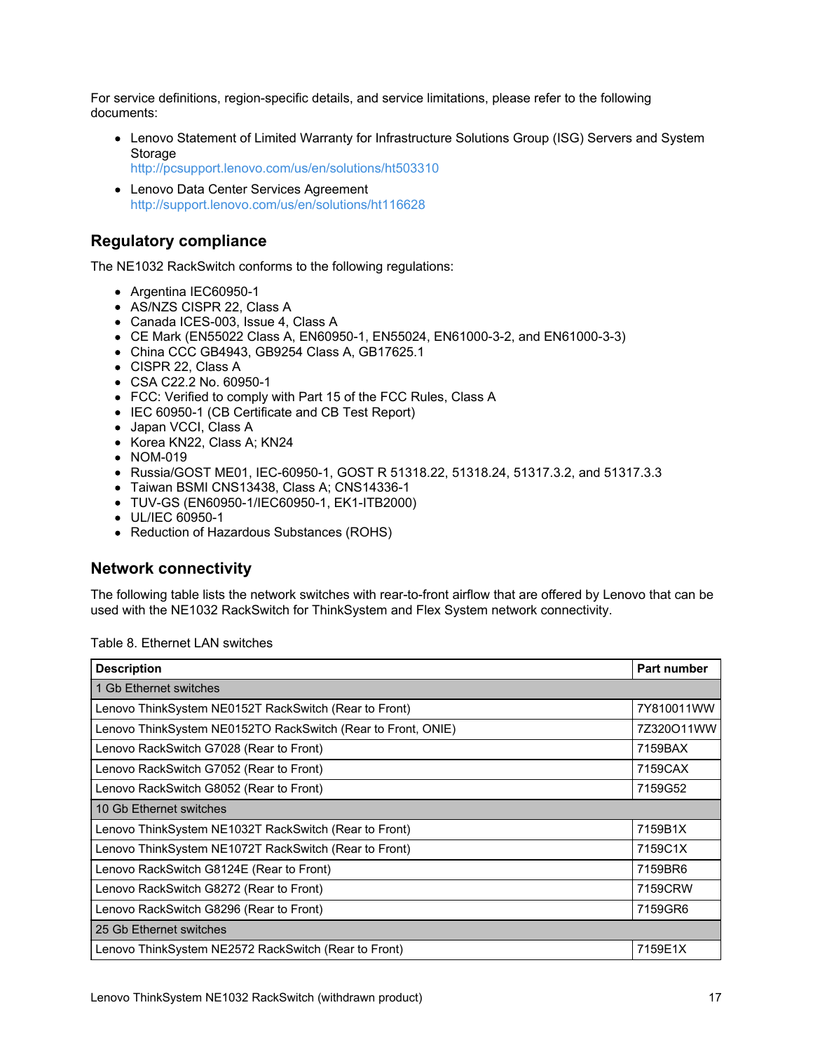For service definitions, region-specific details, and service limitations, please refer to the following documents:

- Lenovo Statement of Limited Warranty for Infrastructure Solutions Group (ISG) Servers and System Storage
  http://pcsupport.lenovo.com/us/en/solutions/ht503310
- Lenovo Data Center Services Agreement
  http://support.lenovo.com/us/en/solutions/ht116628

## Regulatory compliance

The NE1032 RackSwitch conforms to the following regulations:

- Argentina IEC60950-1
- AS/NZS CISPR 22, Class A
- Canada ICES-003, Issue 4, Class A
- CE Mark (EN55022 Class A, EN60950-1, EN55024, EN61000-3-2, and EN61000-3-3)
- China CCC GB4943, GB9254 Class A, GB17625.1
- CISPR 22, Class A
- CSA C22.2 No. 60950-1
- FCC: Verified to comply with Part 15 of the FCC Rules, Class A
- IEC 60950-1 (CB Certificate and CB Test Report)
- Japan VCCI, Class A
- Korea KN22, Class A; KN24
- NOM-019
- Russia/GOST ME01, IEC-60950-1, GOST R 51318.22, 51318.24, 51317.3.2, and 51317.3.3
- Taiwan BSMI CNS13438, Class A; CNS14336-1
- TUV-GS (EN60950-1/IEC60950-1, EK1-ITB2000)
- UL/IEC 60950-1
- Reduction of Hazardous Substances (ROHS)

## Network connectivity

The following table lists the network switches with rear-to-front airflow that are offered by Lenovo that can be used with the NE1032 RackSwitch for ThinkSystem and Flex System network connectivity.

Table 8. Ethernet LAN switches

| Description | Part number |
|---|---|
| 1 Gb Ethernet switches | |
| Lenovo ThinkSystem NE0152T RackSwitch (Rear to Front) | 7Y810011WW |
| Lenovo ThinkSystem NE0152TO RackSwitch (Rear to Front, ONIE) | 7Z320O11WW |
| Lenovo RackSwitch G7028 (Rear to Front) | 7159BAX |
| Lenovo RackSwitch G7052 (Rear to Front) | 7159CAX |
| Lenovo RackSwitch G8052 (Rear to Front) | 7159G52 |
| 10 Gb Ethernet switches | |
| Lenovo ThinkSystem NE1032T RackSwitch (Rear to Front) | 7159B1X |
| Lenovo ThinkSystem NE1072T RackSwitch (Rear to Front) | 7159C1X |
| Lenovo RackSwitch G8124E (Rear to Front) | 7159BR6 |
| Lenovo RackSwitch G8272 (Rear to Front) | 7159CRW |
| Lenovo RackSwitch G8296 (Rear to Front) | 7159GR6 |
| 25 Gb Ethernet switches | |
| Lenovo ThinkSystem NE2572 RackSwitch (Rear to Front) | 7159E1X |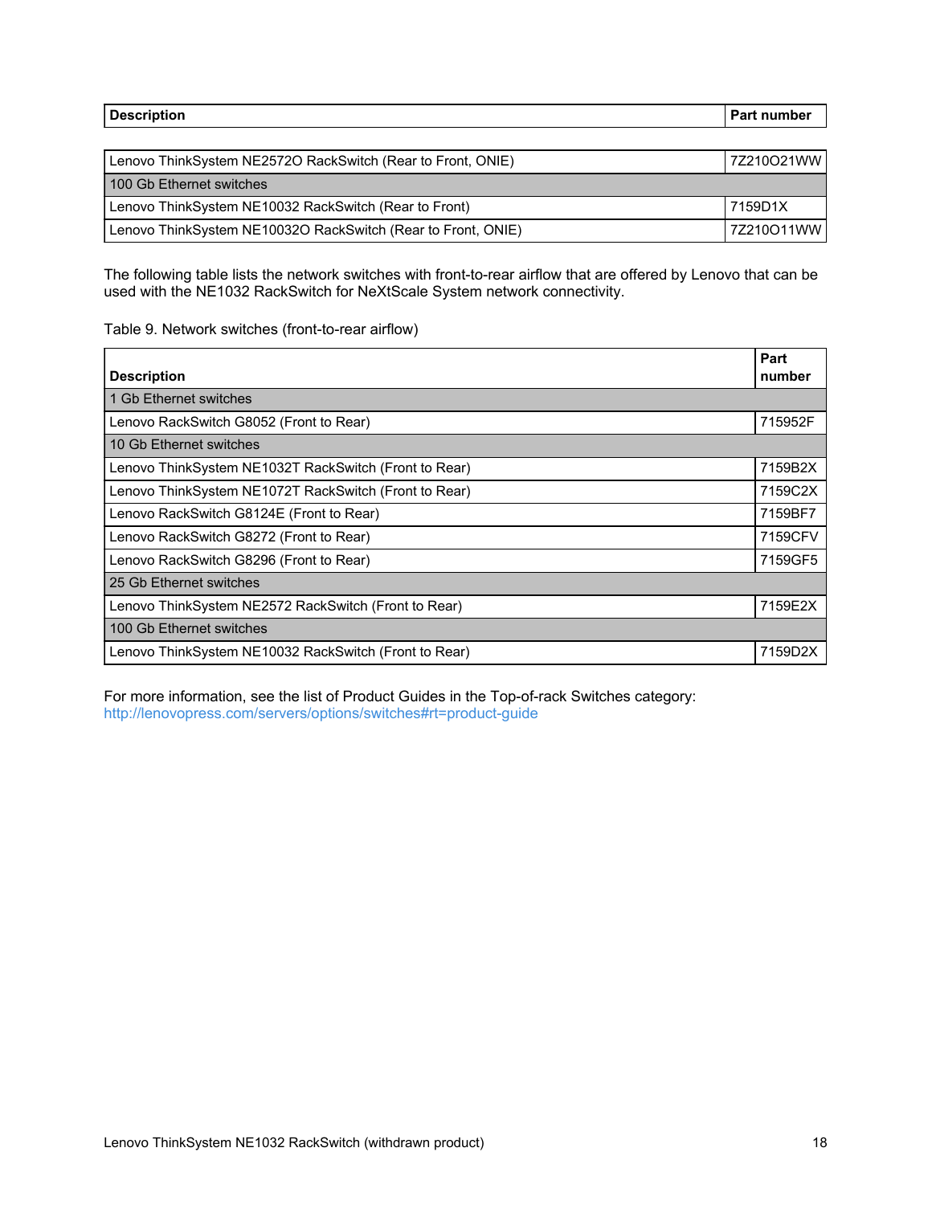| Description | Part number |
|---|---|
| Lenovo ThinkSystem NE2572O RackSwitch (Rear to Front, ONIE) | 7Z210O21WW |
| 100 Gb Ethernet switches | |
| Lenovo ThinkSystem NE10032 RackSwitch (Rear to Front) | 7159D1X |
| Lenovo ThinkSystem NE10032O RackSwitch (Rear to Front, ONIE) | 7Z210O11WW |

The following table lists the network switches with front-to-rear airflow that are offered by Lenovo that can be used with the NE1032 RackSwitch for NeXtScale System network connectivity.

Table 9. Network switches (front-to-rear airflow)

| Description | Part number |
|---|---|
| 1 Gb Ethernet switches | |
| Lenovo RackSwitch G8052 (Front to Rear) | 715952F |
| 10 Gb Ethernet switches | |
| Lenovo ThinkSystem NE1032T RackSwitch (Front to Rear) | 7159B2X |
| Lenovo ThinkSystem NE1072T RackSwitch (Front to Rear) | 7159C2X |
| Lenovo RackSwitch G8124E (Front to Rear) | 7159BF7 |
| Lenovo RackSwitch G8272 (Front to Rear) | 7159CFV |
| Lenovo RackSwitch G8296 (Front to Rear) | 7159GF5 |
| 25 Gb Ethernet switches | |
| Lenovo ThinkSystem NE2572 RackSwitch (Front to Rear) | 7159E2X |
| 100 Gb Ethernet switches | |
| Lenovo ThinkSystem NE10032 RackSwitch (Front to Rear) | 7159D2X |

For more information, see the list of Product Guides in the Top-of-rack Switches category:
http://lenovopress.com/servers/options/switches#rt=product-guide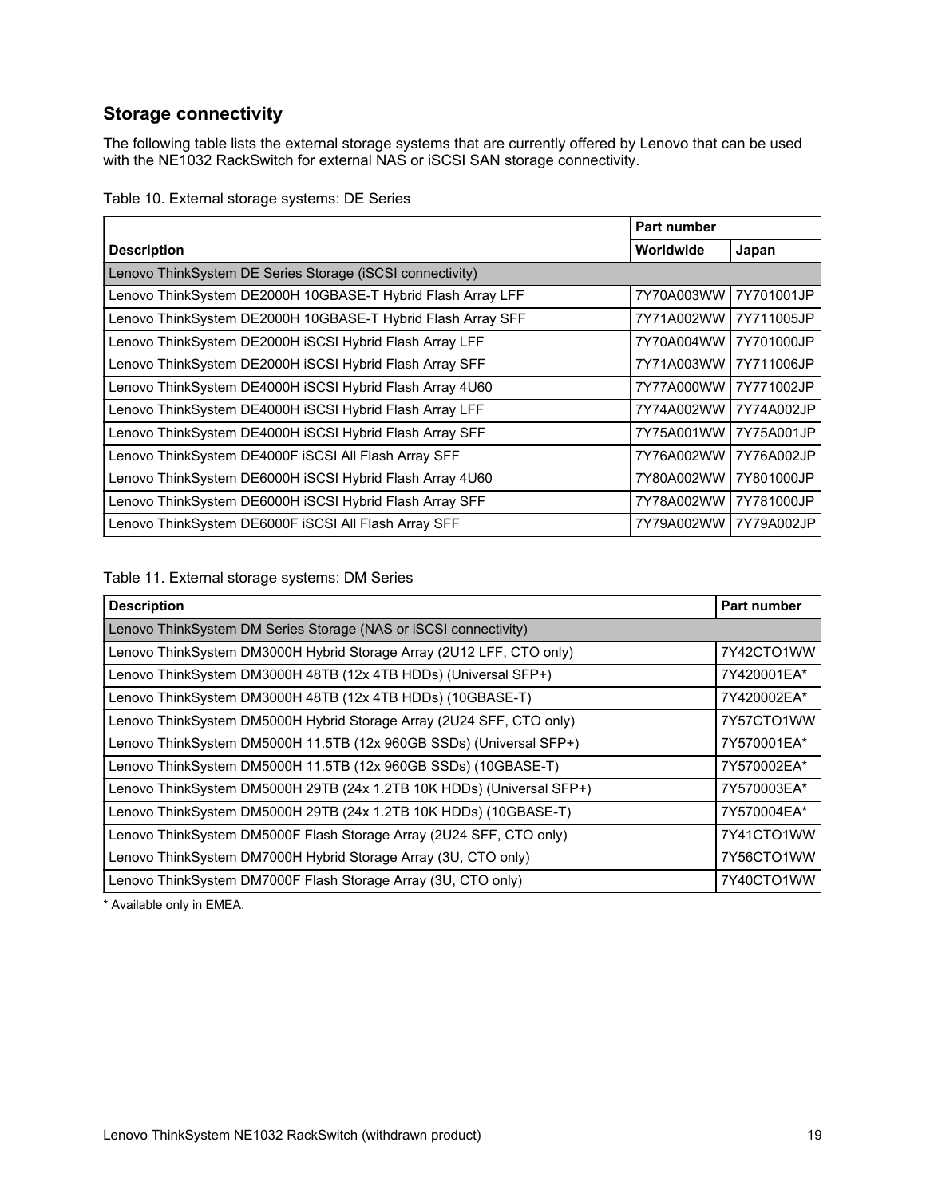## Storage connectivity

The following table lists the external storage systems that are currently offered by Lenovo that can be used with the NE1032 RackSwitch for external NAS or iSCSI SAN storage connectivity.

Table 10. External storage systems: DE Series

| Description | Part number | |
|---|---|---|
| | Worldwide | Japan |
| Lenovo ThinkSystem DE Series Storage (iSCSI connectivity) | | |
| Lenovo ThinkSystem DE2000H 10GBASE-T Hybrid Flash Array LFF | 7Y70A003WW | 7Y701001JP |
| Lenovo ThinkSystem DE2000H 10GBASE-T Hybrid Flash Array SFF | 7Y71A002WW | 7Y711005JP |
| Lenovo ThinkSystem DE2000H iSCSI Hybrid Flash Array LFF | 7Y70A004WW | 7Y701000JP |
| Lenovo ThinkSystem DE2000H iSCSI Hybrid Flash Array SFF | 7Y71A003WW | 7Y711006JP |
| Lenovo ThinkSystem DE4000H iSCSI Hybrid Flash Array 4U60 | 7Y77A000WW | 7Y771002JP |
| Lenovo ThinkSystem DE4000H iSCSI Hybrid Flash Array LFF | 7Y74A002WW | 7Y74A002JP |
| Lenovo ThinkSystem DE4000H iSCSI Hybrid Flash Array SFF | 7Y75A001WW | 7Y75A001JP |
| Lenovo ThinkSystem DE4000F iSCSI All Flash Array SFF | 7Y76A002WW | 7Y76A002JP |
| Lenovo ThinkSystem DE6000H iSCSI Hybrid Flash Array 4U60 | 7Y80A002WW | 7Y801000JP |
| Lenovo ThinkSystem DE6000H iSCSI Hybrid Flash Array SFF | 7Y78A002WW | 7Y781000JP |
| Lenovo ThinkSystem DE6000F iSCSI All Flash Array SFF | 7Y79A002WW | 7Y79A002JP |

Table 11. External storage systems: DM Series

| Description | Part number |
|---|---|
| Lenovo ThinkSystem DM Series Storage (NAS or iSCSI connectivity) | |
| Lenovo ThinkSystem DM3000H Hybrid Storage Array (2U12 LFF, CTO only) | 7Y42CTO1WW |
| Lenovo ThinkSystem DM3000H 48TB (12x 4TB HDDs) (Universal SFP+) | 7Y420001EA* |
| Lenovo ThinkSystem DM3000H 48TB (12x 4TB HDDs) (10GBASE-T) | 7Y420002EA* |
| Lenovo ThinkSystem DM5000H Hybrid Storage Array (2U24 SFF, CTO only) | 7Y57CTO1WW |
| Lenovo ThinkSystem DM5000H 11.5TB (12x 960GB SSDs) (Universal SFP+) | 7Y570001EA* |
| Lenovo ThinkSystem DM5000H 11.5TB (12x 960GB SSDs) (10GBASE-T) | 7Y570002EA* |
| Lenovo ThinkSystem DM5000H 29TB (24x 1.2TB 10K HDDs) (Universal SFP+) | 7Y570003EA* |
| Lenovo ThinkSystem DM5000H 29TB (24x 1.2TB 10K HDDs) (10GBASE-T) | 7Y570004EA* |
| Lenovo ThinkSystem DM5000F Flash Storage Array (2U24 SFF, CTO only) | 7Y41CTO1WW |
| Lenovo ThinkSystem DM7000H Hybrid Storage Array (3U, CTO only) | 7Y56CTO1WW |
| Lenovo ThinkSystem DM7000F Flash Storage Array (3U, CTO only) | 7Y40CTO1WW |

* Available only in EMEA.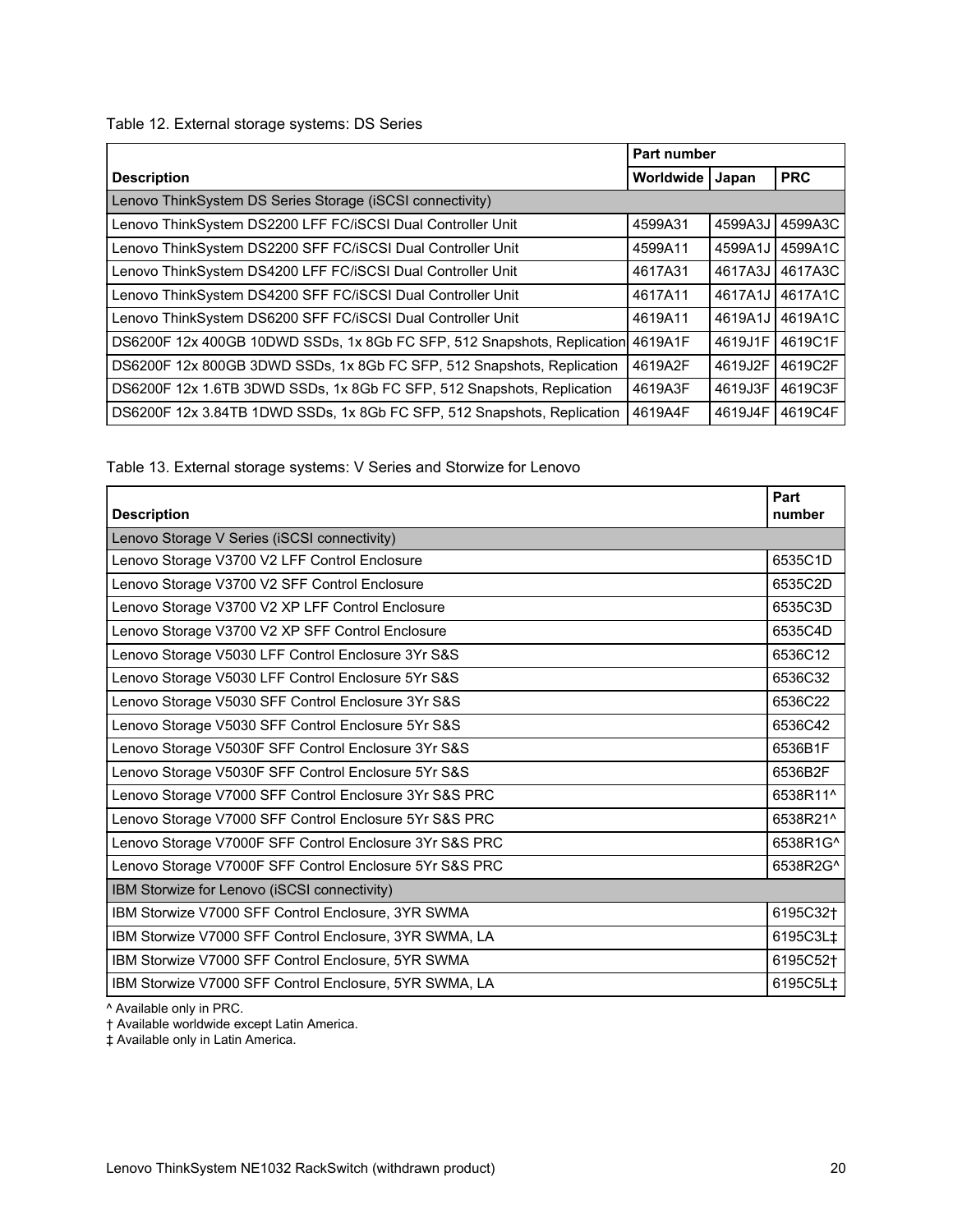Table 12. External storage systems: DS Series

| Description | Part number | | |
|---|---|---|---|
| | Worldwide | Japan | PRC |
| Lenovo ThinkSystem DS Series Storage (iSCSI connectivity) | | | |
| Lenovo ThinkSystem DS2200 LFF FC/iSCSI Dual Controller Unit | 4599A31 | 4599A3J | 4599A3C |
| Lenovo ThinkSystem DS2200 SFF FC/iSCSI Dual Controller Unit | 4599A11 | 4599A1J | 4599A1C |
| Lenovo ThinkSystem DS4200 LFF FC/iSCSI Dual Controller Unit | 4617A31 | 4617A3J | 4617A3C |
| Lenovo ThinkSystem DS4200 SFF FC/iSCSI Dual Controller Unit | 4617A11 | 4617A1J | 4617A1C |
| Lenovo ThinkSystem DS6200 SFF FC/iSCSI Dual Controller Unit | 4619A11 | 4619A1J | 4619A1C |
| DS6200F 12x 400GB 10DWD SSDs, 1x 8Gb FC SFP, 512 Snapshots, Replication | 4619A1F | 4619J1F | 4619C1F |
| DS6200F 12x 800GB 3DWD SSDs, 1x 8Gb FC SFP, 512 Snapshots, Replication | 4619A2F | 4619J2F | 4619C2F |
| DS6200F 12x 1.6TB 3DWD SSDs, 1x 8Gb FC SFP, 512 Snapshots, Replication | 4619A3F | 4619J3F | 4619C3F |
| DS6200F 12x 3.84TB 1DWD SSDs, 1x 8Gb FC SFP, 512 Snapshots, Replication | 4619A4F | 4619J4F | 4619C4F |

Table 13. External storage systems: V Series and Storwize for Lenovo

| Description | Part number |
|---|---|
| Lenovo Storage V Series (iSCSI connectivity) | |
| Lenovo Storage V3700 V2 LFF Control Enclosure | 6535C1D |
| Lenovo Storage V3700 V2 SFF Control Enclosure | 6535C2D |
| Lenovo Storage V3700 V2 XP LFF Control Enclosure | 6535C3D |
| Lenovo Storage V3700 V2 XP SFF Control Enclosure | 6535C4D |
| Lenovo Storage V5030 LFF Control Enclosure 3Yr S&S | 6536C12 |
| Lenovo Storage V5030 LFF Control Enclosure 5Yr S&S | 6536C32 |
| Lenovo Storage V5030 SFF Control Enclosure 3Yr S&S | 6536C22 |
| Lenovo Storage V5030 SFF Control Enclosure 5Yr S&S | 6536C42 |
| Lenovo Storage V5030F SFF Control Enclosure 3Yr S&S | 6536B1F |
| Lenovo Storage V5030F SFF Control Enclosure 5Yr S&S | 6536B2F |
| Lenovo Storage V7000 SFF Control Enclosure 3Yr S&S PRC | 6538R11^ |
| Lenovo Storage V7000 SFF Control Enclosure 5Yr S&S PRC | 6538R21^ |
| Lenovo Storage V7000F SFF Control Enclosure 3Yr S&S PRC | 6538R1G^ |
| Lenovo Storage V7000F SFF Control Enclosure 5Yr S&S PRC | 6538R2G^ |
| IBM Storwize for Lenovo (iSCSI connectivity) | |
| IBM Storwize V7000 SFF Control Enclosure, 3YR SWMA | 6195C32† |
| IBM Storwize V7000 SFF Control Enclosure, 3YR SWMA, LA | 6195C3L‡ |
| IBM Storwize V7000 SFF Control Enclosure, 5YR SWMA | 6195C52† |
| IBM Storwize V7000 SFF Control Enclosure, 5YR SWMA, LA | 6195C5L‡ |

^ Available only in PRC.
† Available worldwide except Latin America.
‡ Available only in Latin America.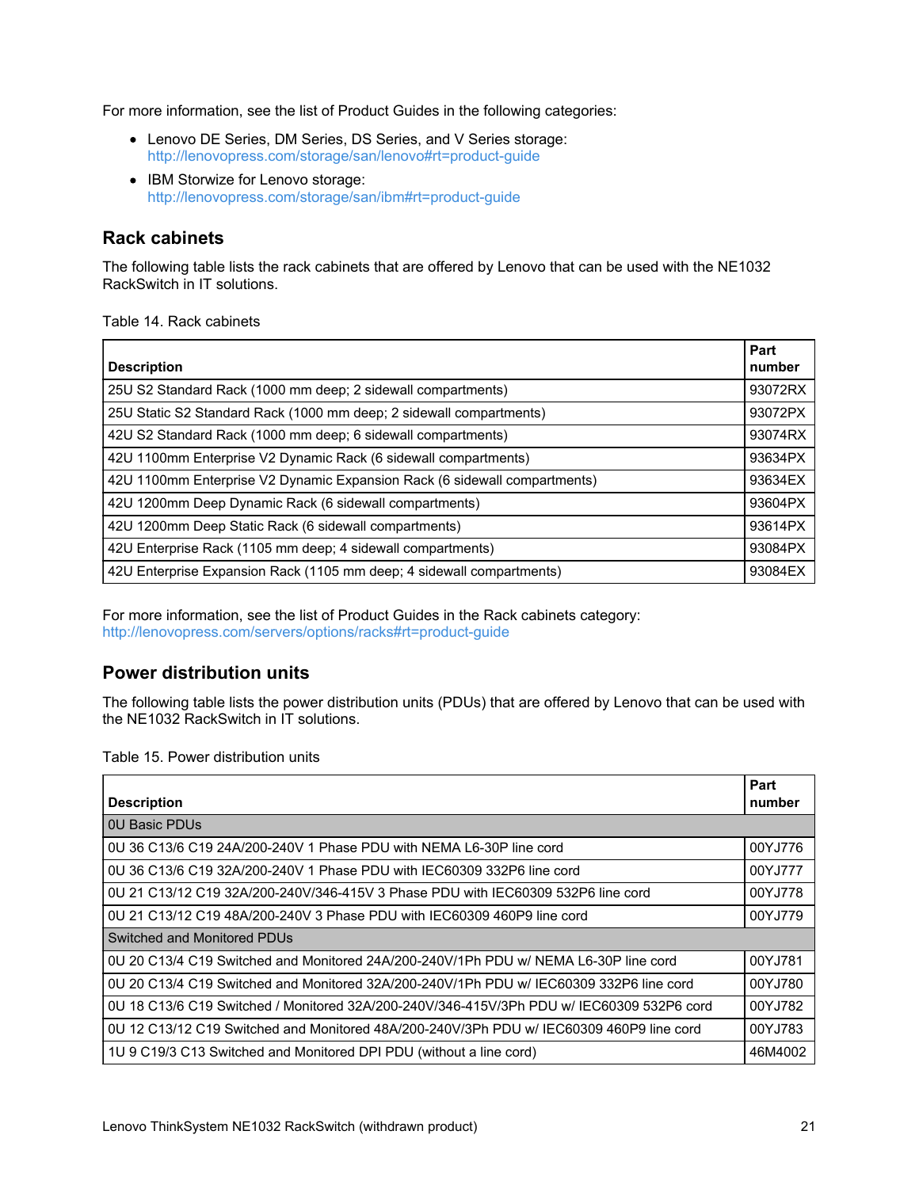For more information, see the list of Product Guides in the following categories:

- Lenovo DE Series, DM Series, DS Series, and V Series storage: http://lenovopress.com/storage/san/lenovo#rt=product-guide
- IBM Storwize for Lenovo storage: http://lenovopress.com/storage/san/ibm#rt=product-guide

## Rack cabinets

The following table lists the rack cabinets that are offered by Lenovo that can be used with the NE1032 RackSwitch in IT solutions.

Table 14. Rack cabinets

| Description | Part number |
|---|---|
| 25U S2 Standard Rack (1000 mm deep; 2 sidewall compartments) | 93072RX |
| 25U Static S2 Standard Rack (1000 mm deep; 2 sidewall compartments) | 93072PX |
| 42U S2 Standard Rack (1000 mm deep; 6 sidewall compartments) | 93074RX |
| 42U 1100mm Enterprise V2 Dynamic Rack (6 sidewall compartments) | 93634PX |
| 42U 1100mm Enterprise V2 Dynamic Expansion Rack (6 sidewall compartments) | 93634EX |
| 42U 1200mm Deep Dynamic Rack (6 sidewall compartments) | 93604PX |
| 42U 1200mm Deep Static Rack (6 sidewall compartments) | 93614PX |
| 42U Enterprise Rack (1105 mm deep; 4 sidewall compartments) | 93084PX |
| 42U Enterprise Expansion Rack (1105 mm deep; 4 sidewall compartments) | 93084EX |

For more information, see the list of Product Guides in the Rack cabinets category: http://lenovopress.com/servers/options/racks#rt=product-guide

## Power distribution units

The following table lists the power distribution units (PDUs) that are offered by Lenovo that can be used with the NE1032 RackSwitch in IT solutions.

Table 15. Power distribution units

| Description | Part number |
|---|---|
| **0U Basic PDUs** | |
| 0U 36 C13/6 C19 24A/200-240V 1 Phase PDU with NEMA L6-30P line cord | 00YJ776 |
| 0U 36 C13/6 C19 32A/200-240V 1 Phase PDU with IEC60309 332P6 line cord | 00YJ777 |
| 0U 21 C13/12 C19 32A/200-240V/346-415V 3 Phase PDU with IEC60309 532P6 line cord | 00YJ778 |
| 0U 21 C13/12 C19 48A/200-240V 3 Phase PDU with IEC60309 460P9 line cord | 00YJ779 |
| **Switched and Monitored PDUs** | |
| 0U 20 C13/4 C19 Switched and Monitored 24A/200-240V/1Ph PDU w/ NEMA L6-30P line cord | 00YJ781 |
| 0U 20 C13/4 C19 Switched and Monitored 32A/200-240V/1Ph PDU w/ IEC60309 332P6 line cord | 00YJ780 |
| 0U 18 C13/6 C19 Switched / Monitored 32A/200-240V/346-415V/3Ph PDU w/ IEC60309 532P6 cord | 00YJ782 |
| 0U 12 C13/12 C19 Switched and Monitored 48A/200-240V/3Ph PDU w/ IEC60309 460P9 line cord | 00YJ783 |
| 1U 9 C19/3 C13 Switched and Monitored DPI PDU (without a line cord) | 46M4002 |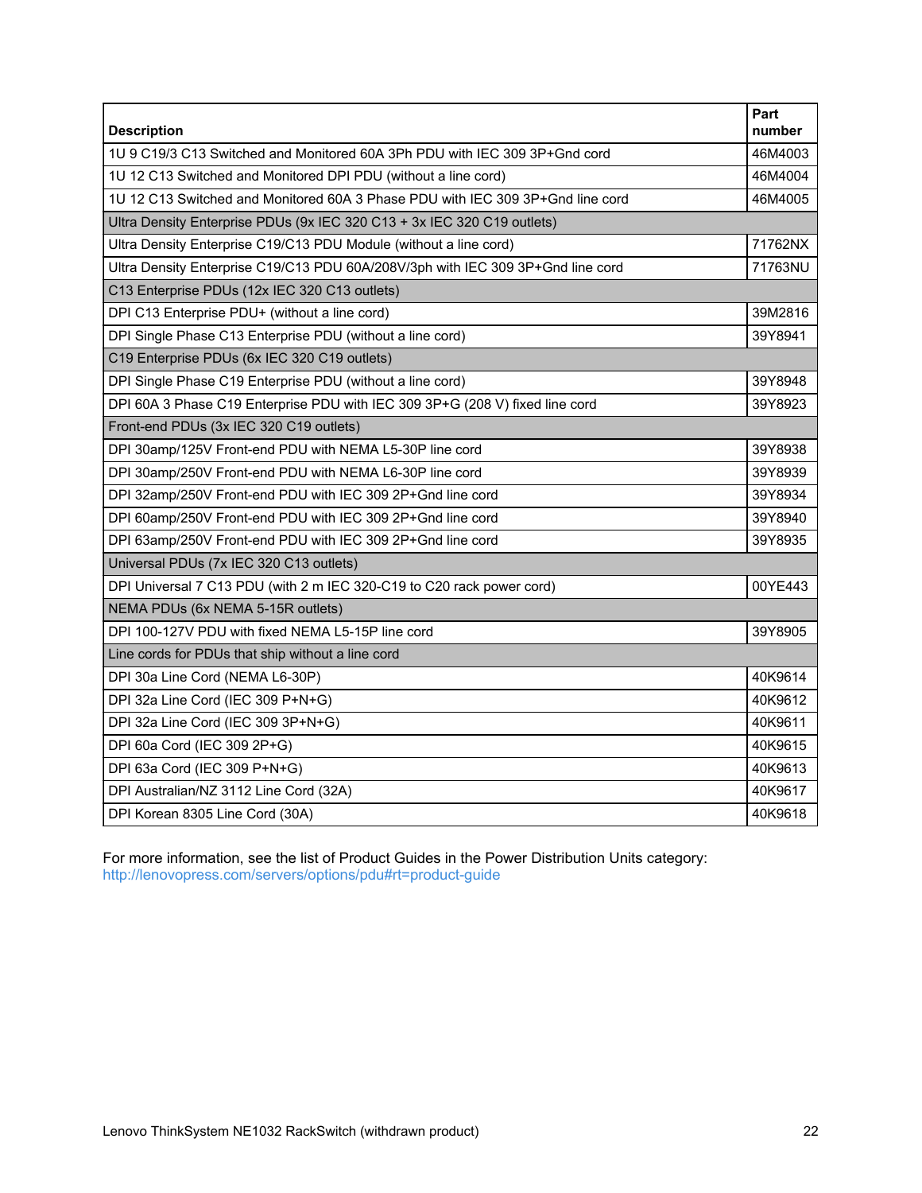| Description | Part number |
|---|---|
| 1U 9 C19/3 C13 Switched and Monitored 60A 3Ph PDU with IEC 309 3P+Gnd cord | 46M4003 |
| 1U 12 C13 Switched and Monitored DPI PDU (without a line cord) | 46M4004 |
| 1U 12 C13 Switched and Monitored 60A 3 Phase PDU with IEC 309 3P+Gnd line cord | 46M4005 |
| Ultra Density Enterprise PDUs (9x IEC 320 C13 + 3x IEC 320 C19 outlets) | |
| Ultra Density Enterprise C19/C13 PDU Module (without a line cord) | 71762NX |
| Ultra Density Enterprise C19/C13 PDU 60A/208V/3ph with IEC 309 3P+Gnd line cord | 71763NU |
| C13 Enterprise PDUs (12x IEC 320 C13 outlets) | |
| DPI C13 Enterprise PDU+ (without a line cord) | 39M2816 |
| DPI Single Phase C13 Enterprise PDU (without a line cord) | 39Y8941 |
| C19 Enterprise PDUs (6x IEC 320 C19 outlets) | |
| DPI Single Phase C19 Enterprise PDU (without a line cord) | 39Y8948 |
| DPI 60A 3 Phase C19 Enterprise PDU with IEC 309 3P+G (208 V) fixed line cord | 39Y8923 |
| Front-end PDUs (3x IEC 320 C19 outlets) | |
| DPI 30amp/125V Front-end PDU with NEMA L5-30P line cord | 39Y8938 |
| DPI 30amp/250V Front-end PDU with NEMA L6-30P line cord | 39Y8939 |
| DPI 32amp/250V Front-end PDU with IEC 309 2P+Gnd line cord | 39Y8934 |
| DPI 60amp/250V Front-end PDU with IEC 309 2P+Gnd line cord | 39Y8940 |
| DPI 63amp/250V Front-end PDU with IEC 309 2P+Gnd line cord | 39Y8935 |
| Universal PDUs (7x IEC 320 C13 outlets) | |
| DPI Universal 7 C13 PDU (with 2 m IEC 320-C19 to C20 rack power cord) | 00YE443 |
| NEMA PDUs (6x NEMA 5-15R outlets) | |
| DPI 100-127V PDU with fixed NEMA L5-15P line cord | 39Y8905 |
| Line cords for PDUs that ship without a line cord | |
| DPI 30a Line Cord (NEMA L6-30P) | 40K9614 |
| DPI 32a Line Cord (IEC 309 P+N+G) | 40K9612 |
| DPI 32a Line Cord (IEC 309 3P+N+G) | 40K9611 |
| DPI 60a Cord (IEC 309 2P+G) | 40K9615 |
| DPI 63a Cord (IEC 309 P+N+G) | 40K9613 |
| DPI Australian/NZ 3112 Line Cord (32A) | 40K9617 |
| DPI Korean 8305 Line Cord (30A) | 40K9618 |

For more information, see the list of Product Guides in the Power Distribution Units category:
http://lenovopress.com/servers/options/pdu#rt=product-guide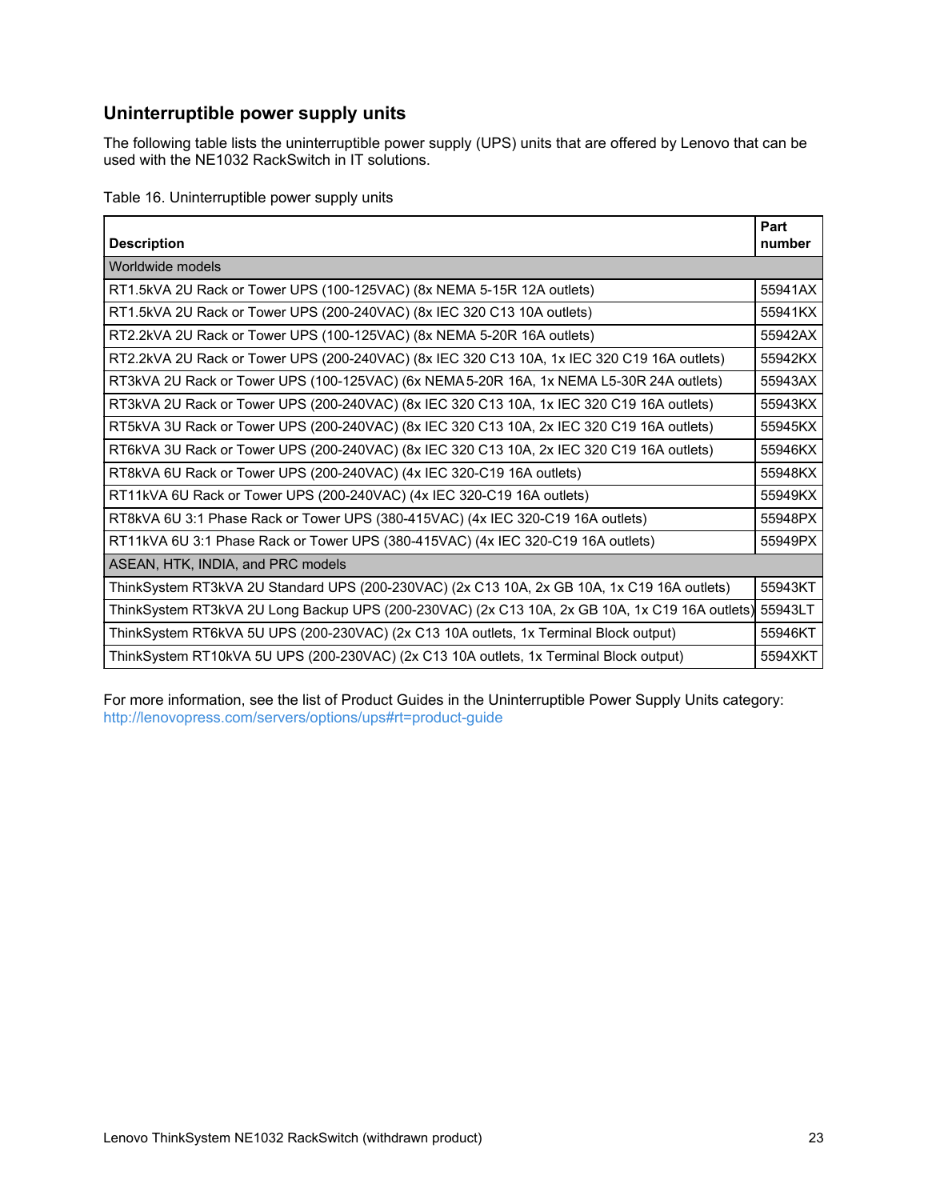## Uninterruptible power supply units

The following table lists the uninterruptible power supply (UPS) units that are offered by Lenovo that can be used with the NE1032 RackSwitch in IT solutions.

Table 16. Uninterruptible power supply units

| Description | Part number |
|---|---|
| Worldwide models | |
| RT1.5kVA 2U Rack or Tower UPS (100-125VAC) (8x NEMA 5-15R 12A outlets) | 55941AX |
| RT1.5kVA 2U Rack or Tower UPS (200-240VAC) (8x IEC 320 C13 10A outlets) | 55941KX |
| RT2.2kVA 2U Rack or Tower UPS (100-125VAC) (8x NEMA 5-20R 16A outlets) | 55942AX |
| RT2.2kVA 2U Rack or Tower UPS (200-240VAC) (8x IEC 320 C13 10A, 1x IEC 320 C19 16A outlets) | 55942KX |
| RT3kVA 2U Rack or Tower UPS (100-125VAC) (6x NEMA 5-20R 16A, 1x NEMA L5-30R 24A outlets) | 55943AX |
| RT3kVA 2U Rack or Tower UPS (200-240VAC) (8x IEC 320 C13 10A, 1x IEC 320 C19 16A outlets) | 55943KX |
| RT5kVA 3U Rack or Tower UPS (200-240VAC) (8x IEC 320 C13 10A, 2x IEC 320 C19 16A outlets) | 55945KX |
| RT6kVA 3U Rack or Tower UPS (200-240VAC) (8x IEC 320 C13 10A, 2x IEC 320 C19 16A outlets) | 55946KX |
| RT8kVA 6U Rack or Tower UPS (200-240VAC) (4x IEC 320-C19 16A outlets) | 55948KX |
| RT11kVA 6U Rack or Tower UPS (200-240VAC) (4x IEC 320-C19 16A outlets) | 55949KX |
| RT8kVA 6U 3:1 Phase Rack or Tower UPS (380-415VAC) (4x IEC 320-C19 16A outlets) | 55948PX |
| RT11kVA 6U 3:1 Phase Rack or Tower UPS (380-415VAC) (4x IEC 320-C19 16A outlets) | 55949PX |
| ASEAN, HTK, INDIA, and PRC models | |
| ThinkSystem RT3kVA 2U Standard UPS (200-230VAC) (2x C13 10A, 2x GB 10A, 1x C19 16A outlets) | 55943KT |
| ThinkSystem RT3kVA 2U Long Backup UPS (200-230VAC) (2x C13 10A, 2x GB 10A, 1x C19 16A outlets) | 55943LT |
| ThinkSystem RT6kVA 5U UPS (200-230VAC) (2x C13 10A outlets, 1x Terminal Block output) | 55946KT |
| ThinkSystem RT10kVA 5U UPS (200-230VAC) (2x C13 10A outlets, 1x Terminal Block output) | 5594XKT |

For more information, see the list of Product Guides in the Uninterruptible Power Supply Units category: http://lenovopress.com/servers/options/ups#rt=product-guide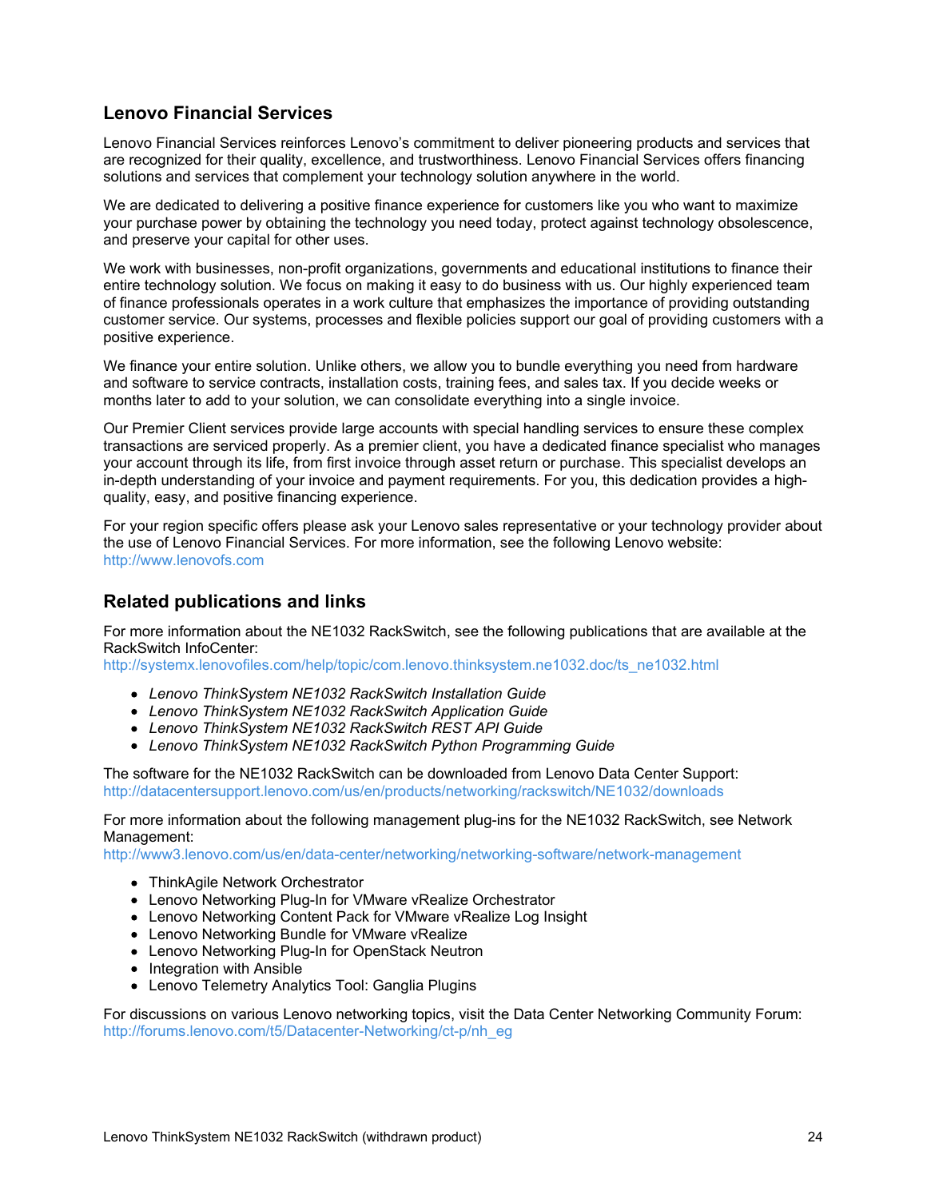## Lenovo Financial Services

Lenovo Financial Services reinforces Lenovo's commitment to deliver pioneering products and services that are recognized for their quality, excellence, and trustworthiness. Lenovo Financial Services offers financing solutions and services that complement your technology solution anywhere in the world.

We are dedicated to delivering a positive finance experience for customers like you who want to maximize your purchase power by obtaining the technology you need today, protect against technology obsolescence, and preserve your capital for other uses.

We work with businesses, non-profit organizations, governments and educational institutions to finance their entire technology solution. We focus on making it easy to do business with us. Our highly experienced team of finance professionals operates in a work culture that emphasizes the importance of providing outstanding customer service. Our systems, processes and flexible policies support our goal of providing customers with a positive experience.

We finance your entire solution. Unlike others, we allow you to bundle everything you need from hardware and software to service contracts, installation costs, training fees, and sales tax. If you decide weeks or months later to add to your solution, we can consolidate everything into a single invoice.

Our Premier Client services provide large accounts with special handling services to ensure these complex transactions are serviced properly. As a premier client, you have a dedicated finance specialist who manages your account through its life, from first invoice through asset return or purchase. This specialist develops an in-depth understanding of your invoice and payment requirements. For you, this dedication provides a high-quality, easy, and positive financing experience.

For your region specific offers please ask your Lenovo sales representative or your technology provider about the use of Lenovo Financial Services. For more information, see the following Lenovo website:
http://www.lenovofs.com

## Related publications and links

For more information about the NE1032 RackSwitch, see the following publications that are available at the RackSwitch InfoCenter:
http://systemx.lenovofiles.com/help/topic/com.lenovo.thinksystem.ne1032.doc/ts_ne1032.html

- *Lenovo ThinkSystem NE1032 RackSwitch Installation Guide*
- *Lenovo ThinkSystem NE1032 RackSwitch Application Guide*
- *Lenovo ThinkSystem NE1032 RackSwitch REST API Guide*
- *Lenovo ThinkSystem NE1032 RackSwitch Python Programming Guide*

The software for the NE1032 RackSwitch can be downloaded from Lenovo Data Center Support:
http://datacentersupport.lenovo.com/us/en/products/networking/rackswitch/NE1032/downloads

For more information about the following management plug-ins for the NE1032 RackSwitch, see Network Management:
http://www3.lenovo.com/us/en/data-center/networking/networking-software/network-management

- ThinkAgile Network Orchestrator
- Lenovo Networking Plug-In for VMware vRealize Orchestrator
- Lenovo Networking Content Pack for VMware vRealize Log Insight
- Lenovo Networking Bundle for VMware vRealize
- Lenovo Networking Plug-In for OpenStack Neutron
- Integration with Ansible
- Lenovo Telemetry Analytics Tool: Ganglia Plugins

For discussions on various Lenovo networking topics, visit the Data Center Networking Community Forum:
http://forums.lenovo.com/t5/Datacenter-Networking/ct-p/nh_eg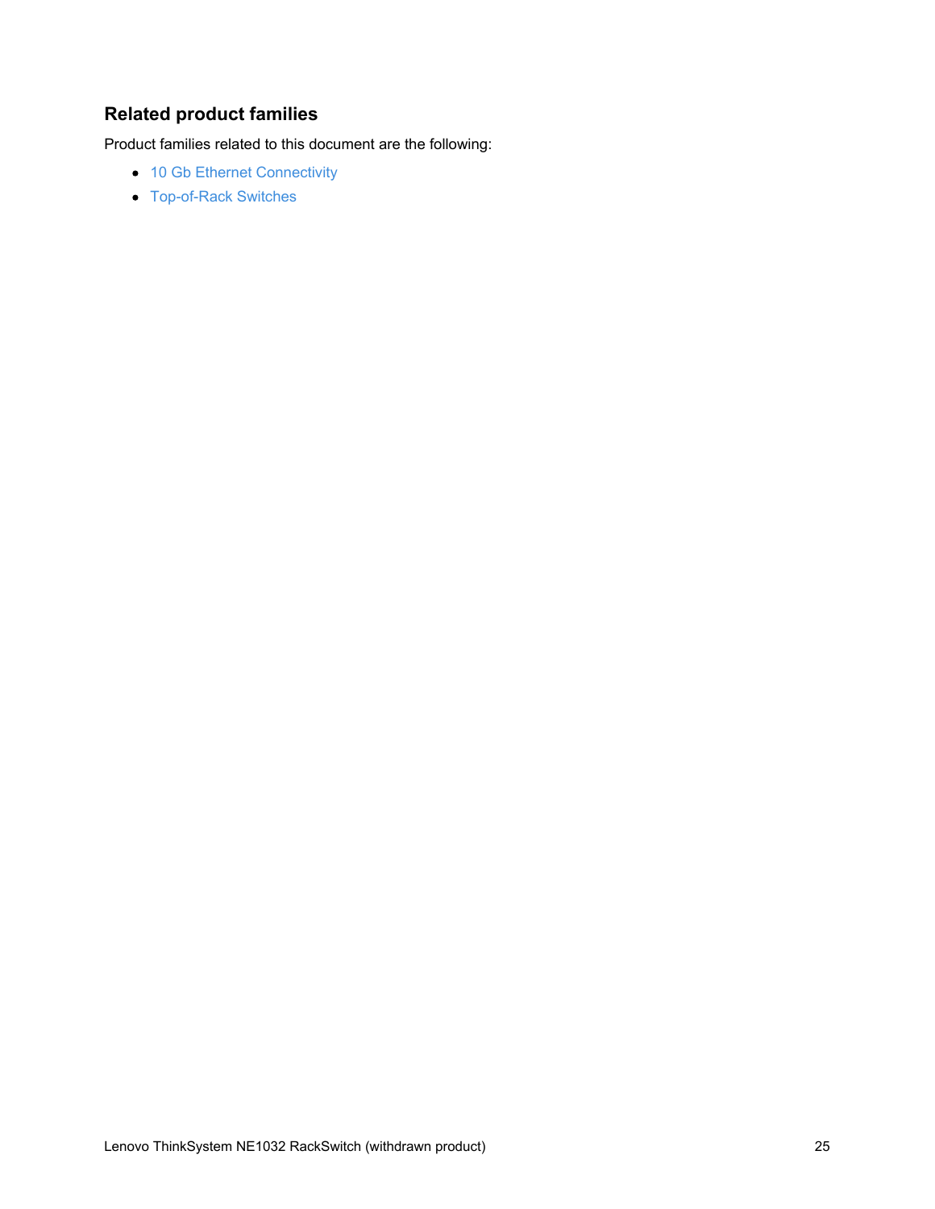## Related product families

Product families related to this document are the following:

- 10 Gb Ethernet Connectivity
- Top-of-Rack Switches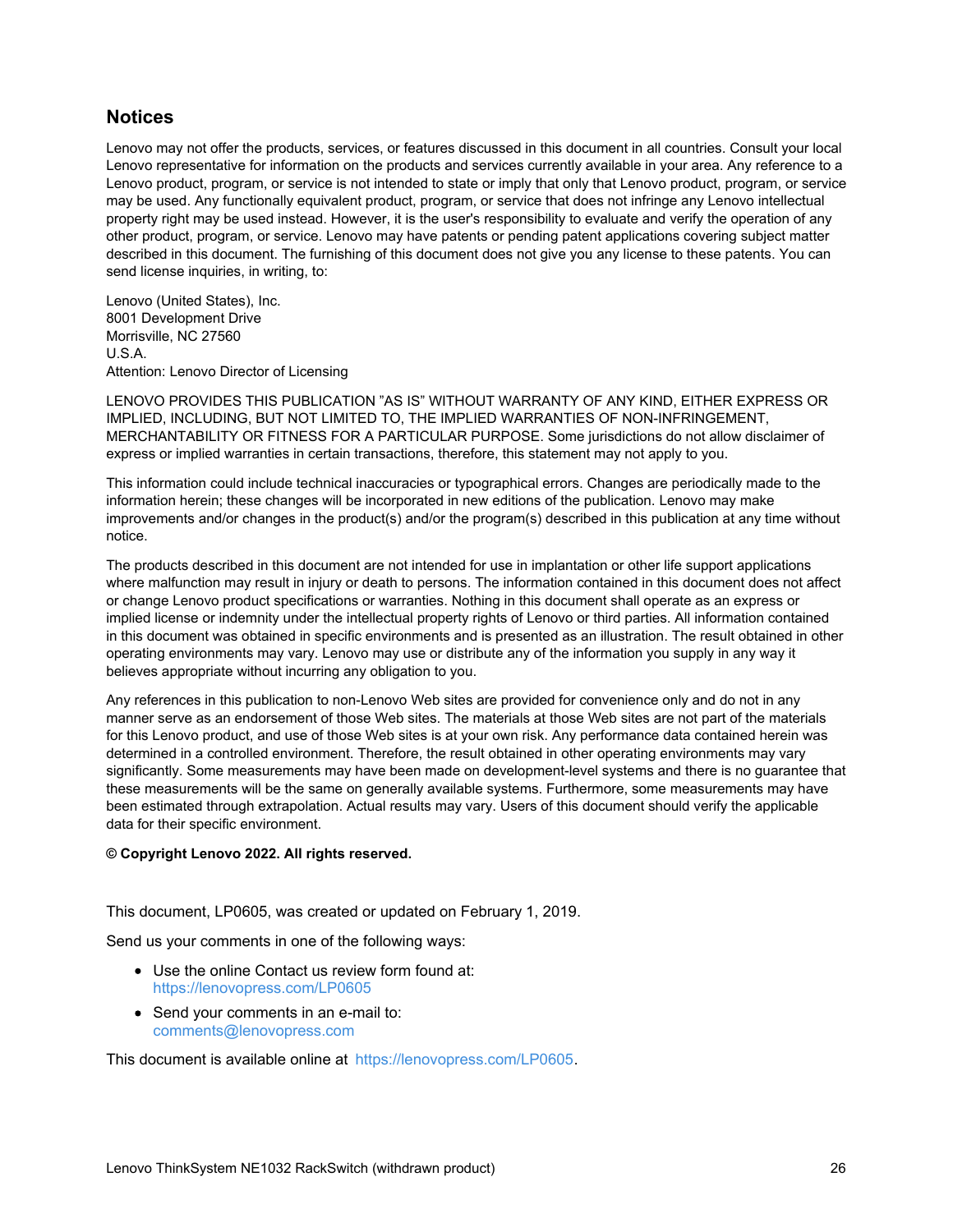## Notices

Lenovo may not offer the products, services, or features discussed in this document in all countries. Consult your local Lenovo representative for information on the products and services currently available in your area. Any reference to a Lenovo product, program, or service is not intended to state or imply that only that Lenovo product, program, or service may be used. Any functionally equivalent product, program, or service that does not infringe any Lenovo intellectual property right may be used instead. However, it is the user's responsibility to evaluate and verify the operation of any other product, program, or service. Lenovo may have patents or pending patent applications covering subject matter described in this document. The furnishing of this document does not give you any license to these patents. You can send license inquiries, in writing, to:

Lenovo (United States), Inc.
8001 Development Drive
Morrisville, NC 27560
U.S.A.
Attention: Lenovo Director of Licensing

LENOVO PROVIDES THIS PUBLICATION "AS IS" WITHOUT WARRANTY OF ANY KIND, EITHER EXPRESS OR IMPLIED, INCLUDING, BUT NOT LIMITED TO, THE IMPLIED WARRANTIES OF NON-INFRINGEMENT, MERCHANTABILITY OR FITNESS FOR A PARTICULAR PURPOSE. Some jurisdictions do not allow disclaimer of express or implied warranties in certain transactions, therefore, this statement may not apply to you.

This information could include technical inaccuracies or typographical errors. Changes are periodically made to the information herein; these changes will be incorporated in new editions of the publication. Lenovo may make improvements and/or changes in the product(s) and/or the program(s) described in this publication at any time without notice.

The products described in this document are not intended for use in implantation or other life support applications where malfunction may result in injury or death to persons. The information contained in this document does not affect or change Lenovo product specifications or warranties. Nothing in this document shall operate as an express or implied license or indemnity under the intellectual property rights of Lenovo or third parties. All information contained in this document was obtained in specific environments and is presented as an illustration. The result obtained in other operating environments may vary. Lenovo may use or distribute any of the information you supply in any way it believes appropriate without incurring any obligation to you.

Any references in this publication to non-Lenovo Web sites are provided for convenience only and do not in any manner serve as an endorsement of those Web sites. The materials at those Web sites are not part of the materials for this Lenovo product, and use of those Web sites is at your own risk. Any performance data contained herein was determined in a controlled environment. Therefore, the result obtained in other operating environments may vary significantly. Some measurements may have been made on development-level systems and there is no guarantee that these measurements will be the same on generally available systems. Furthermore, some measurements may have been estimated through extrapolation. Actual results may vary. Users of this document should verify the applicable data for their specific environment.

**© Copyright Lenovo 2022. All rights reserved.**

This document, LP0605, was created or updated on February 1, 2019.

Send us your comments in one of the following ways:

- Use the online Contact us review form found at:
  https://lenovopress.com/LP0605
- Send your comments in an e-mail to:
  comments@lenovopress.com

This document is available online at https://lenovopress.com/LP0605.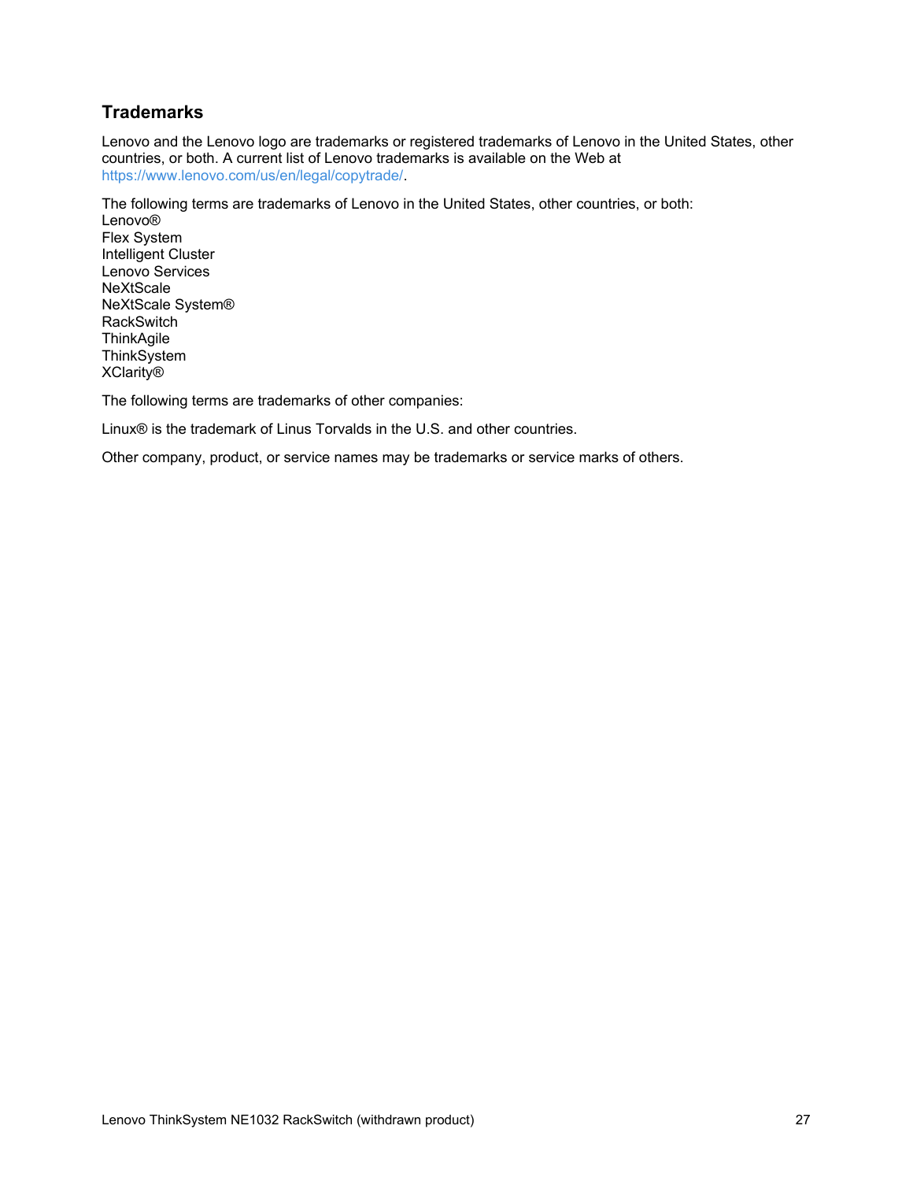## Trademarks

Lenovo and the Lenovo logo are trademarks or registered trademarks of Lenovo in the United States, other countries, or both. A current list of Lenovo trademarks is available on the Web at https://www.lenovo.com/us/en/legal/copytrade/.

The following terms are trademarks of Lenovo in the United States, other countries, or both:
Lenovo®
Flex System
Intelligent Cluster
Lenovo Services
NeXtScale
NeXtScale System®
RackSwitch
ThinkAgile
ThinkSystem
XClarity®

The following terms are trademarks of other companies:

Linux® is the trademark of Linus Torvalds in the U.S. and other countries.

Other company, product, or service names may be trademarks or service marks of others.